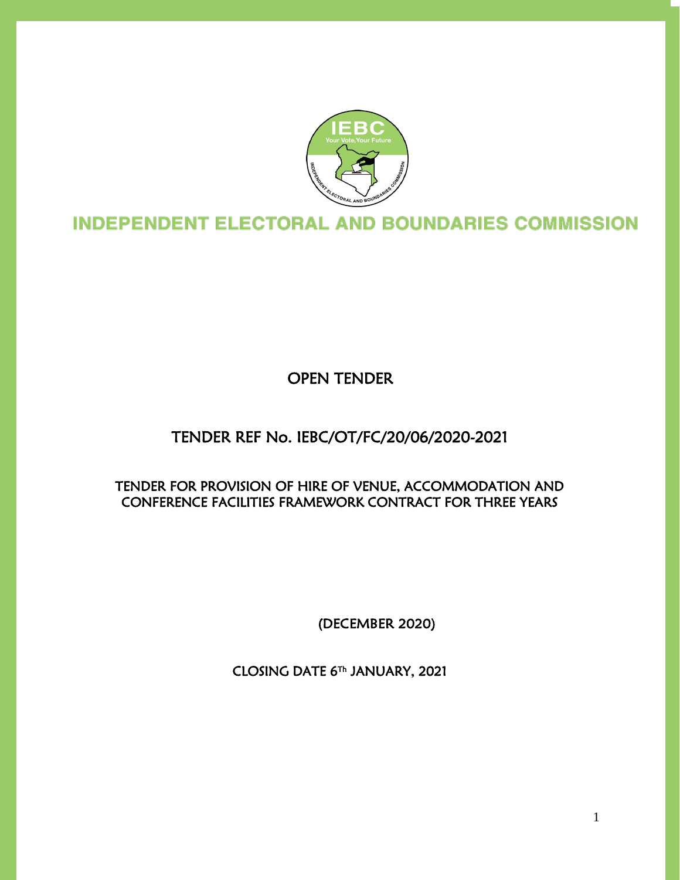# INDEPENDENT ELECTORAL AND BOUNDARIES COMMISSION

## OPEN TENDER

## TENDER REF No. IEBC/OT/FC/20/06/2020-2021

### TENDER FOR PROVISION OF HIRE OF VENUE, ACCOMMODATION AND CONFERENCE FACILITIES FRAMEWORK CONTRACT FOR THREE YEARS

(DECEMBER 2020)

CLOSING DATE 6Th JANUARY, 2021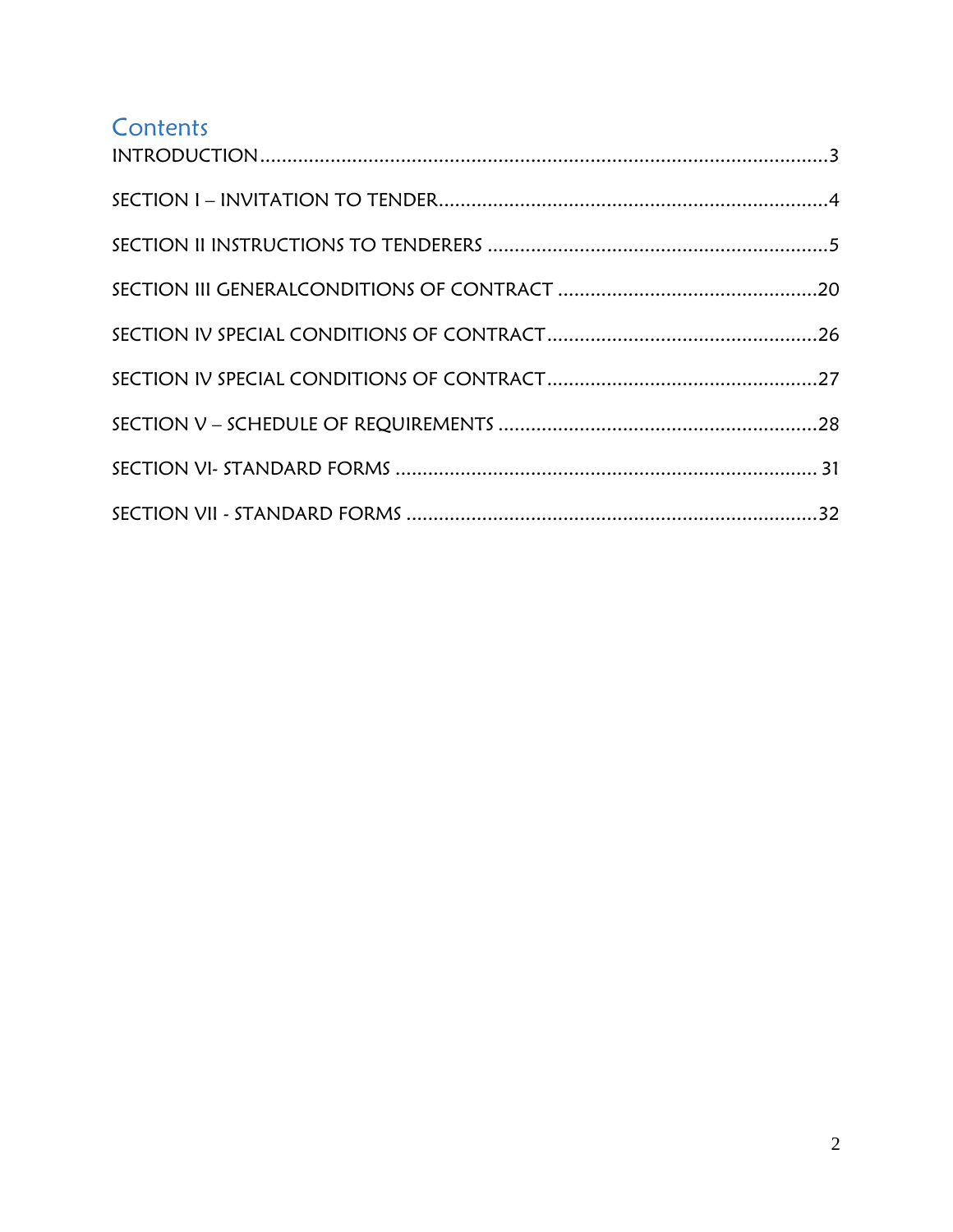# Contents

INTRODUCTION ........................................................................................................3

SECTION I – INVITATION TO TENDER......................................................................4

SECTION II INSTRUCTIONS TO TENDERERS ..............................................................5

SECTION III GENERALCONDITIONS OF CONTRACT ................................................20

SECTION IV SPECIAL CONDITIONS OF CONTRACT..................................................26

SECTION IV SPECIAL CONDITIONS OF CONTRACT..................................................27

SECTION V – SCHEDULE OF REQUIREMENTS ..........................................................28

SECTION VI- STANDARD FORMS ............................................................................. 31

SECTION VII - STANDARD FORMS ............................................................................32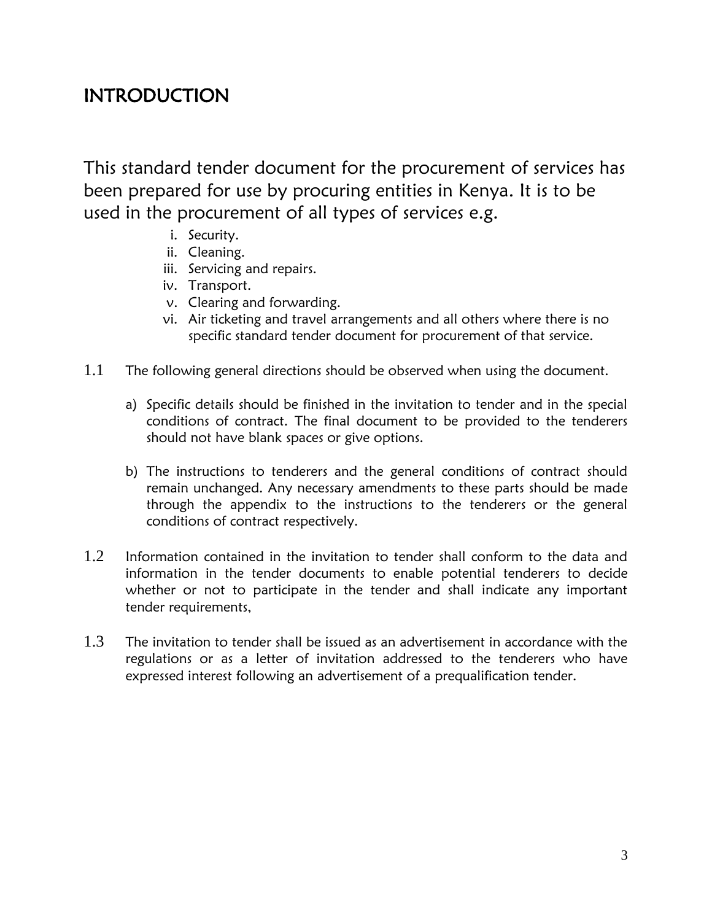# INTRODUCTION

This standard tender document for the procurement of services has been prepared for use by procuring entities in Kenya. It is to be used in the procurement of all types of services e.g.

i. Security.
ii. Cleaning.
iii. Servicing and repairs.
iv. Transport.
v. Clearing and forwarding.
vi. Air ticketing and travel arrangements and all others where there is no specific standard tender document for procurement of that service.

1.1 The following general directions should be observed when using the document.

a) Specific details should be finished in the invitation to tender and in the special conditions of contract. The final document to be provided to the tenderers should not have blank spaces or give options.

b) The instructions to tenderers and the general conditions of contract should remain unchanged. Any necessary amendments to these parts should be made through the appendix to the instructions to the tenderers or the general conditions of contract respectively.

1.2 Information contained in the invitation to tender shall conform to the data and information in the tender documents to enable potential tenderers to decide whether or not to participate in the tender and shall indicate any important tender requirements,

1.3 The invitation to tender shall be issued as an advertisement in accordance with the regulations or as a letter of invitation addressed to the tenderers who have expressed interest following an advertisement of a prequalification tender.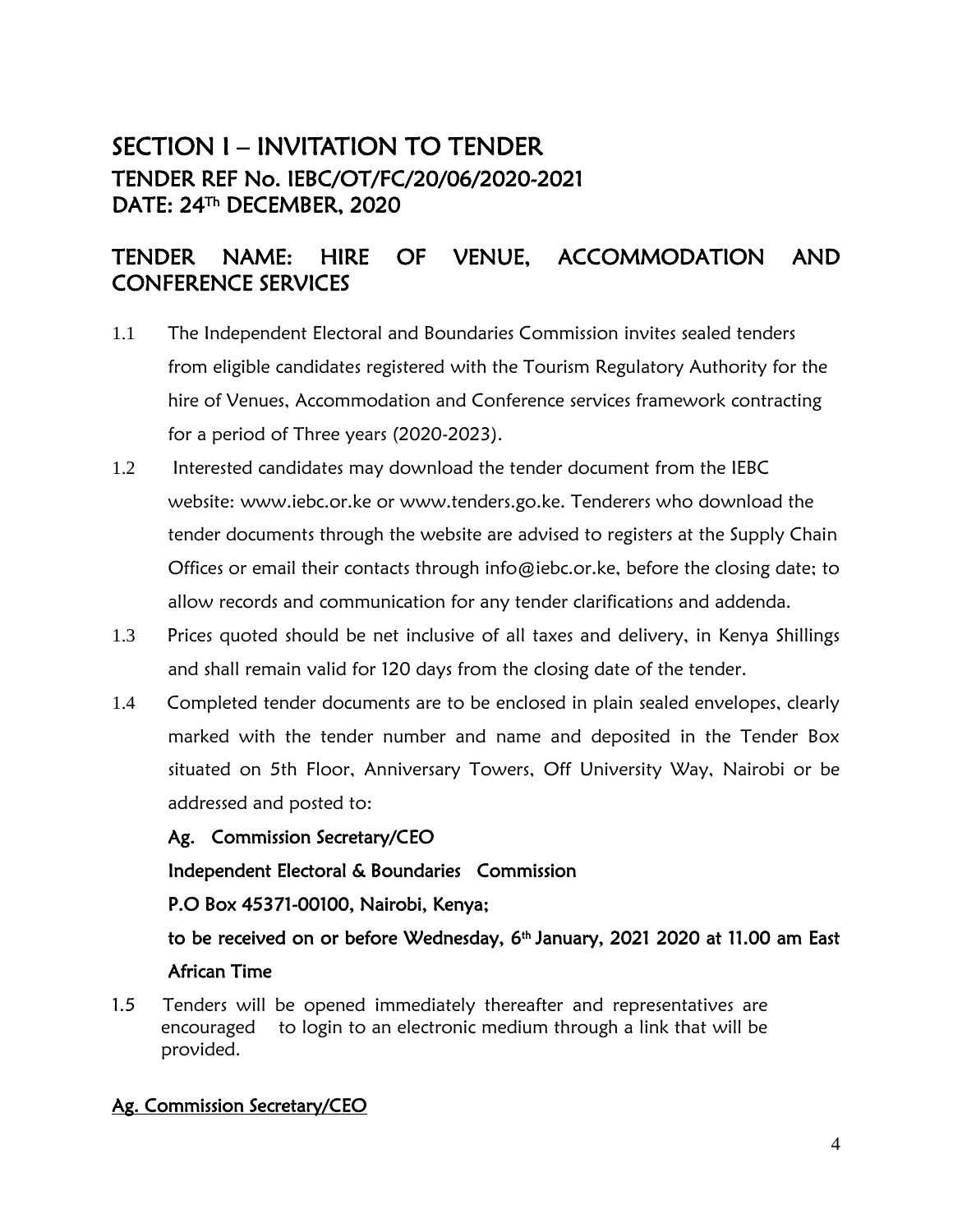# SECTION I – INVITATION TO TENDER

## TENDER REF No. IEBC/OT/FC/20/06/2020-2021
## DATE: 24Th DECEMBER, 2020

## TENDER NAME: HIRE OF VENUE, ACCOMMODATION AND CONFERENCE SERVICES

1.1 The Independent Electoral and Boundaries Commission invites sealed tenders from eligible candidates registered with the Tourism Regulatory Authority for the hire of Venues, Accommodation and Conference services framework contracting for a period of Three years (2020-2023).

1.2 Interested candidates may download the tender document from the IEBC website: www.iebc.or.ke or www.tenders.go.ke. Tenderers who download the tender documents through the website are advised to registers at the Supply Chain Offices or email their contacts through info@iebc.or.ke, before the closing date; to allow records and communication for any tender clarifications and addenda.

1.3 Prices quoted should be net inclusive of all taxes and delivery, in Kenya Shillings and shall remain valid for 120 days from the closing date of the tender.

1.4 Completed tender documents are to be enclosed in plain sealed envelopes, clearly marked with the tender number and name and deposited in the Tender Box situated on 5th Floor, Anniversary Towers, Off University Way, Nairobi or be addressed and posted to:

**Ag. Commission Secretary/CEO**

**Independent Electoral & Boundaries Commission**

**P.O Box 45371-00100, Nairobi, Kenya;**

**to be received on or before Wednesday, 6th January, 2021 2020 at 11.00 am East African Time**

1.5 Tenders will be opened immediately thereafter and representatives are encouraged to login to an electronic medium through a link that will be provided.

**Ag. Commission Secretary/CEO**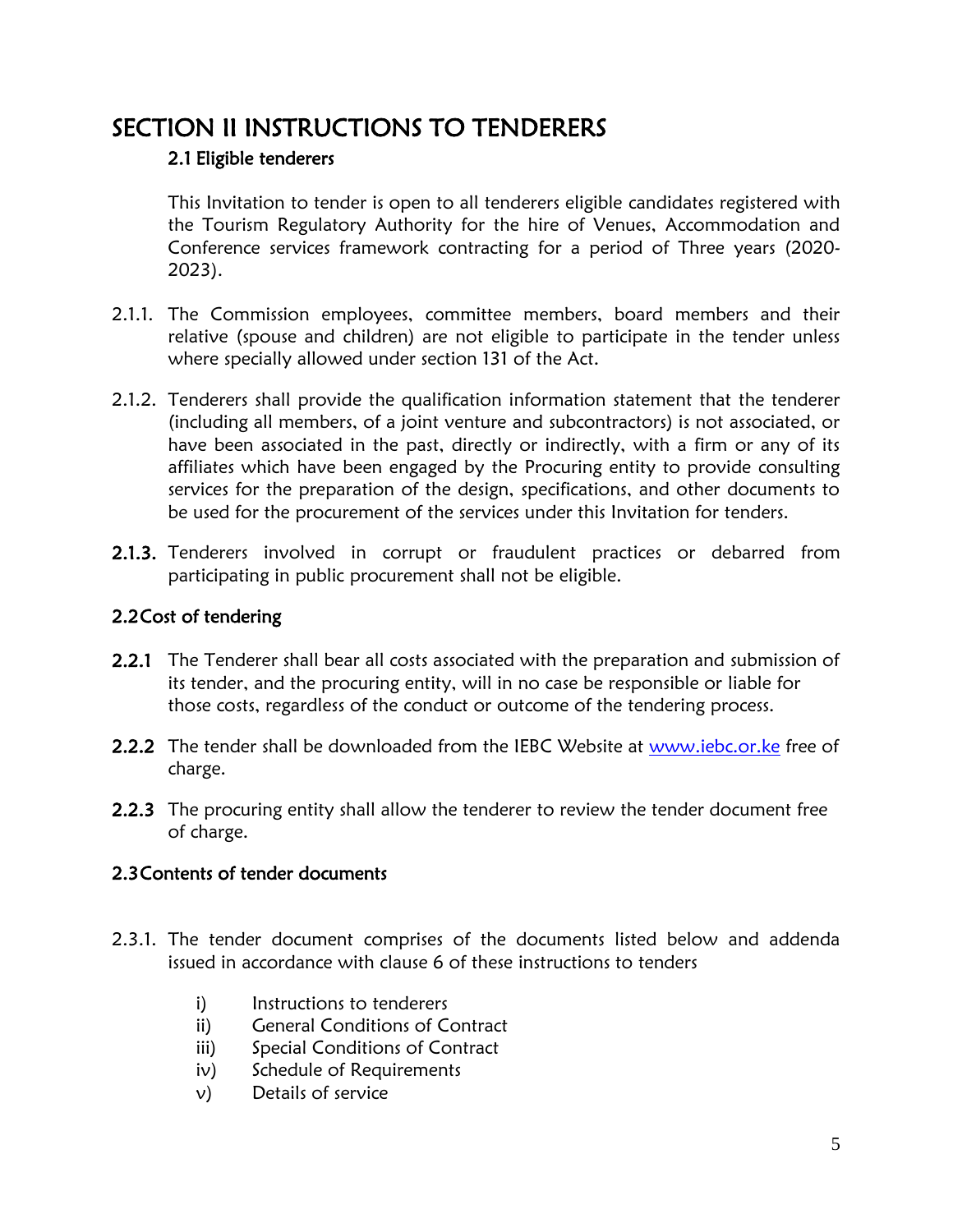# SECTION II INSTRUCTIONS TO TENDERERS

## 2.1 Eligible tenderers

This Invitation to tender is open to all tenderers eligible candidates registered with the Tourism Regulatory Authority for the hire of Venues, Accommodation and Conference services framework contracting for a period of Three years (2020-2023).

2.1.1. The Commission employees, committee members, board members and their relative (spouse and children) are not eligible to participate in the tender unless where specially allowed under section 131 of the Act.

2.1.2. Tenderers shall provide the qualification information statement that the tenderer (including all members, of a joint venture and subcontractors) is not associated, or have been associated in the past, directly or indirectly, with a firm or any of its affiliates which have been engaged by the Procuring entity to provide consulting services for the preparation of the design, specifications, and other documents to be used for the procurement of the services under this Invitation for tenders.

**2.1.3.** Tenderers involved in corrupt or fraudulent practices or debarred from participating in public procurement shall not be eligible.

## 2.2 Cost of tendering

**2.2.1** The Tenderer shall bear all costs associated with the preparation and submission of its tender, and the procuring entity, will in no case be responsible or liable for those costs, regardless of the conduct or outcome of the tendering process.

**2.2.2** The tender shall be downloaded from the IEBC Website at www.iebc.or.ke free of charge.

**2.2.3** The procuring entity shall allow the tenderer to review the tender document free of charge.

## 2.3 Contents of tender documents

2.3.1. The tender document comprises of the documents listed below and addenda issued in accordance with clause 6 of these instructions to tenders

- i) Instructions to tenderers
- ii) General Conditions of Contract
- iii) Special Conditions of Contract
- iv) Schedule of Requirements
- v) Details of service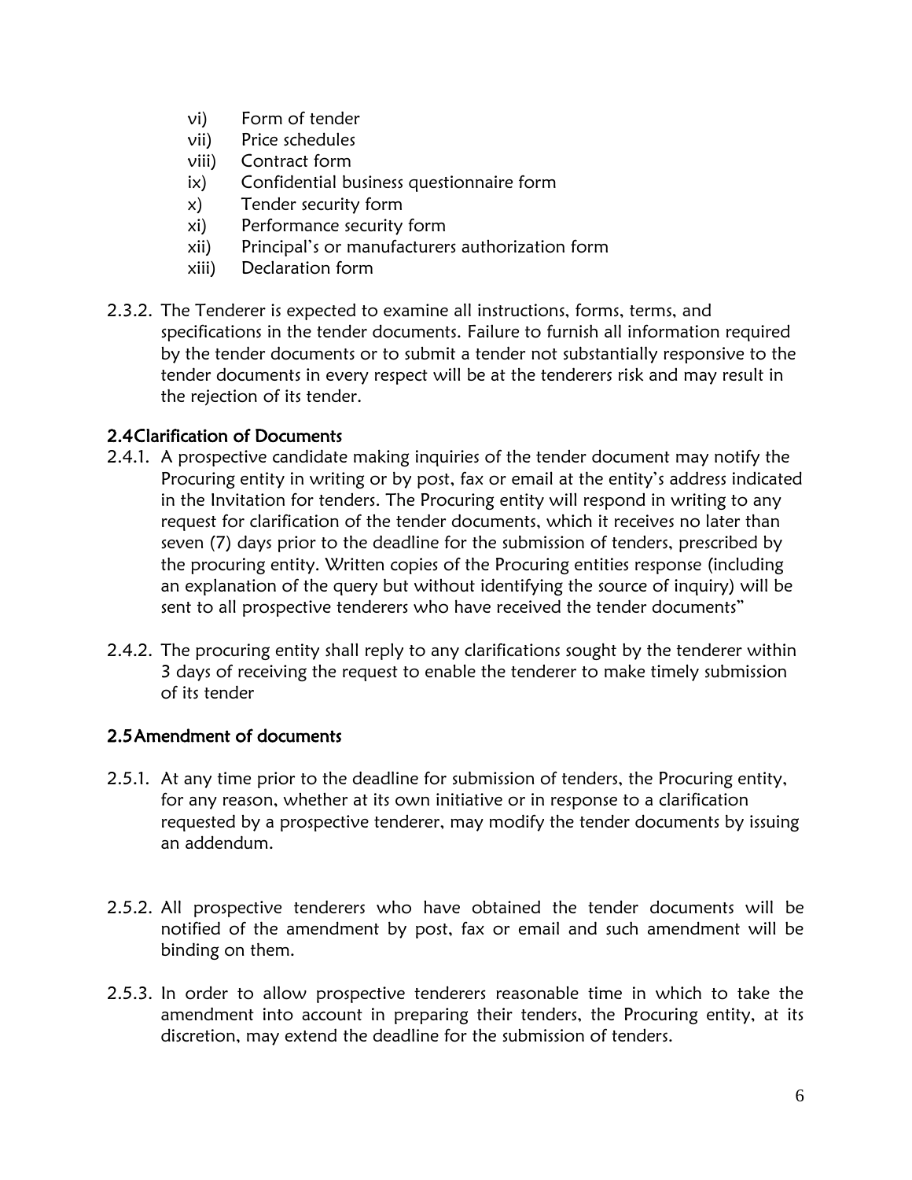vi) Form of tender
vii) Price schedules
viii) Contract form
ix) Confidential business questionnaire form
x) Tender security form
xi) Performance security form
xii) Principal's or manufacturers authorization form
xiii) Declaration form

2.3.2. The Tenderer is expected to examine all instructions, forms, terms, and specifications in the tender documents. Failure to furnish all information required by the tender documents or to submit a tender not substantially responsive to the tender documents in every respect will be at the tenderers risk and may result in the rejection of its tender.

## 2.4 Clarification of Documents

2.4.1. A prospective candidate making inquiries of the tender document may notify the Procuring entity in writing or by post, fax or email at the entity's address indicated in the Invitation for tenders. The Procuring entity will respond in writing to any request for clarification of the tender documents, which it receives no later than seven (7) days prior to the deadline for the submission of tenders, prescribed by the procuring entity. Written copies of the Procuring entities response (including an explanation of the query but without identifying the source of inquiry) will be sent to all prospective tenderers who have received the tender documents"

2.4.2. The procuring entity shall reply to any clarifications sought by the tenderer within 3 days of receiving the request to enable the tenderer to make timely submission of its tender

## 2.5 Amendment of documents

2.5.1. At any time prior to the deadline for submission of tenders, the Procuring entity, for any reason, whether at its own initiative or in response to a clarification requested by a prospective tenderer, may modify the tender documents by issuing an addendum.

2.5.2. All prospective tenderers who have obtained the tender documents will be notified of the amendment by post, fax or email and such amendment will be binding on them.

2.5.3. In order to allow prospective tenderers reasonable time in which to take the amendment into account in preparing their tenders, the Procuring entity, at its discretion, may extend the deadline for the submission of tenders.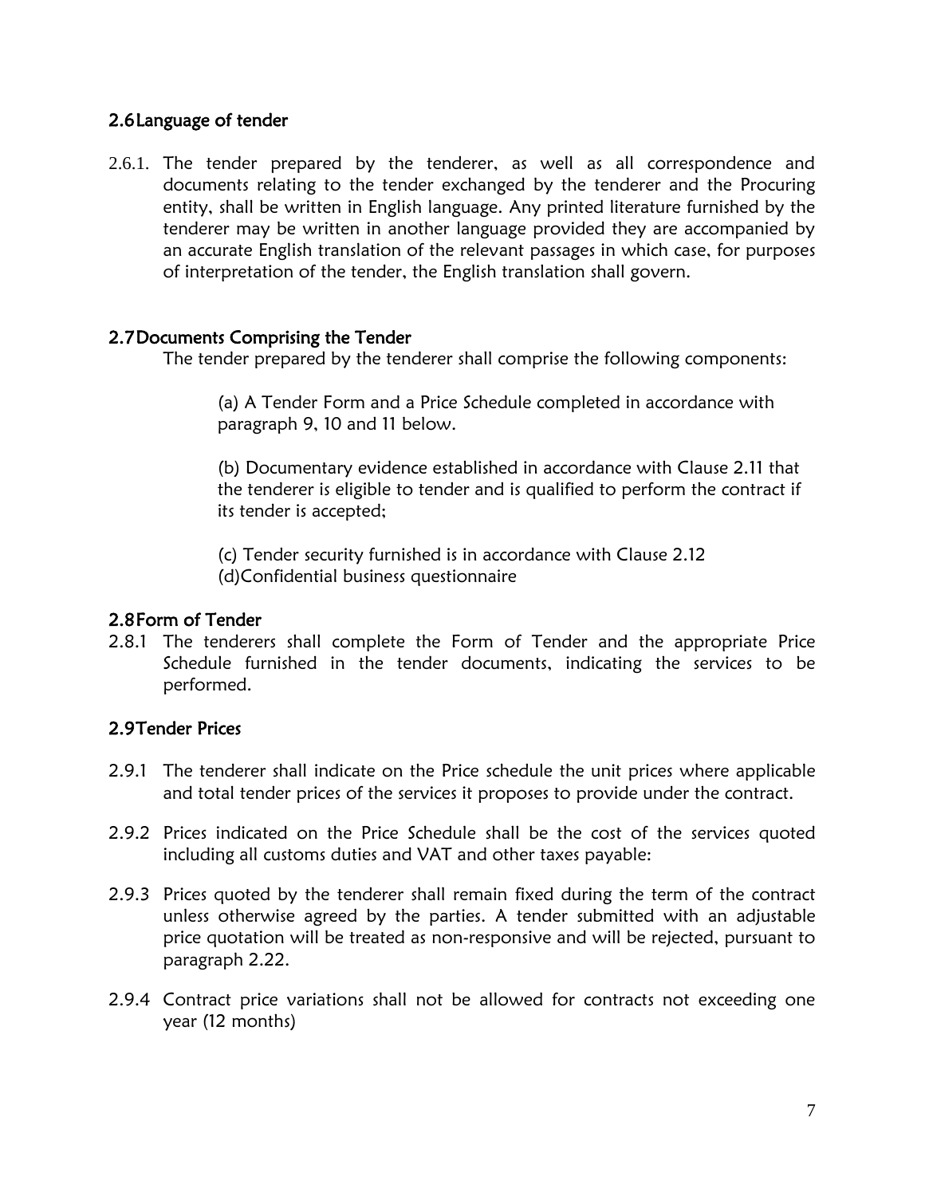### 2.6 Language of tender

2.6.1. The tender prepared by the tenderer, as well as all correspondence and documents relating to the tender exchanged by the tenderer and the Procuring entity, shall be written in English language. Any printed literature furnished by the tenderer may be written in another language provided they are accompanied by an accurate English translation of the relevant passages in which case, for purposes of interpretation of the tender, the English translation shall govern.

### 2.7 Documents Comprising the Tender

The tender prepared by the tenderer shall comprise the following components:

(a) A Tender Form and a Price Schedule completed in accordance with paragraph 9, 10 and 11 below.

(b) Documentary evidence established in accordance with Clause 2.11 that the tenderer is eligible to tender and is qualified to perform the contract if its tender is accepted;

(c) Tender security furnished is in accordance with Clause 2.12
(d)Confidential business questionnaire

### 2.8 Form of Tender

2.8.1 The tenderers shall complete the Form of Tender and the appropriate Price Schedule furnished in the tender documents, indicating the services to be performed.

### 2.9 Tender Prices

2.9.1 The tenderer shall indicate on the Price schedule the unit prices where applicable and total tender prices of the services it proposes to provide under the contract.

2.9.2 Prices indicated on the Price Schedule shall be the cost of the services quoted including all customs duties and VAT and other taxes payable:

2.9.3 Prices quoted by the tenderer shall remain fixed during the term of the contract unless otherwise agreed by the parties. A tender submitted with an adjustable price quotation will be treated as non-responsive and will be rejected, pursuant to paragraph 2.22.

2.9.4 Contract price variations shall not be allowed for contracts not exceeding one year (12 months)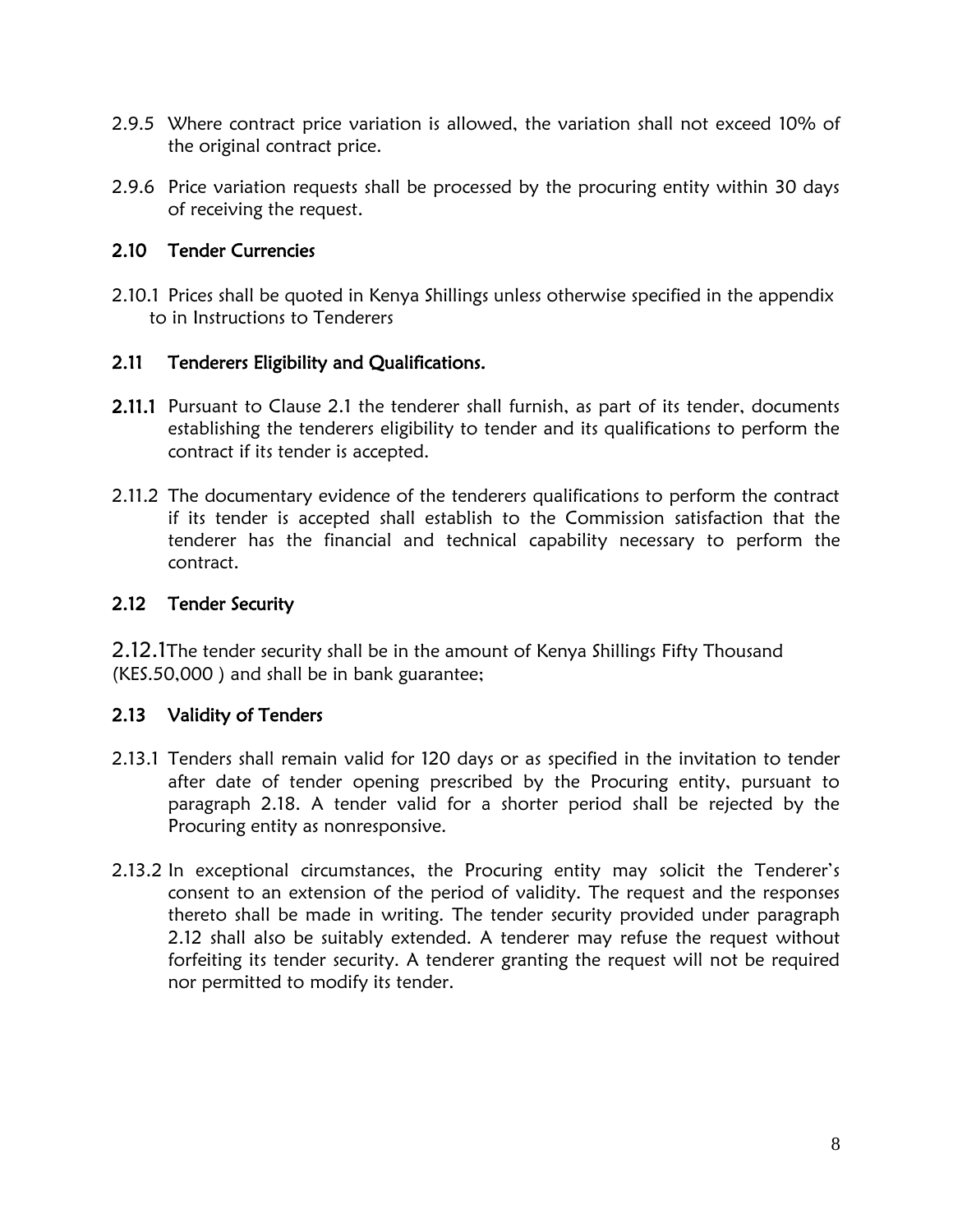2.9.5 Where contract price variation is allowed, the variation shall not exceed 10% of the original contract price.

2.9.6 Price variation requests shall be processed by the procuring entity within 30 days of receiving the request.

## 2.10 Tender Currencies

2.10.1 Prices shall be quoted in Kenya Shillings unless otherwise specified in the appendix to in Instructions to Tenderers

## 2.11 Tenderers Eligibility and Qualifications.

**2.11.1** Pursuant to Clause 2.1 the tenderer shall furnish, as part of its tender, documents establishing the tenderers eligibility to tender and its qualifications to perform the contract if its tender is accepted.

2.11.2 The documentary evidence of the tenderers qualifications to perform the contract if its tender is accepted shall establish to the Commission satisfaction that the tenderer has the financial and technical capability necessary to perform the contract.

## 2.12 Tender Security

2.12.1The tender security shall be in the amount of Kenya Shillings Fifty Thousand (KES.50,000 ) and shall be in bank guarantee;

## 2.13 Validity of Tenders

2.13.1 Tenders shall remain valid for 120 days or as specified in the invitation to tender after date of tender opening prescribed by the Procuring entity, pursuant to paragraph 2.18. A tender valid for a shorter period shall be rejected by the Procuring entity as nonresponsive.

2.13.2 In exceptional circumstances, the Procuring entity may solicit the Tenderer's consent to an extension of the period of validity. The request and the responses thereto shall be made in writing. The tender security provided under paragraph 2.12 shall also be suitably extended. A tenderer may refuse the request without forfeiting its tender security. A tenderer granting the request will not be required nor permitted to modify its tender.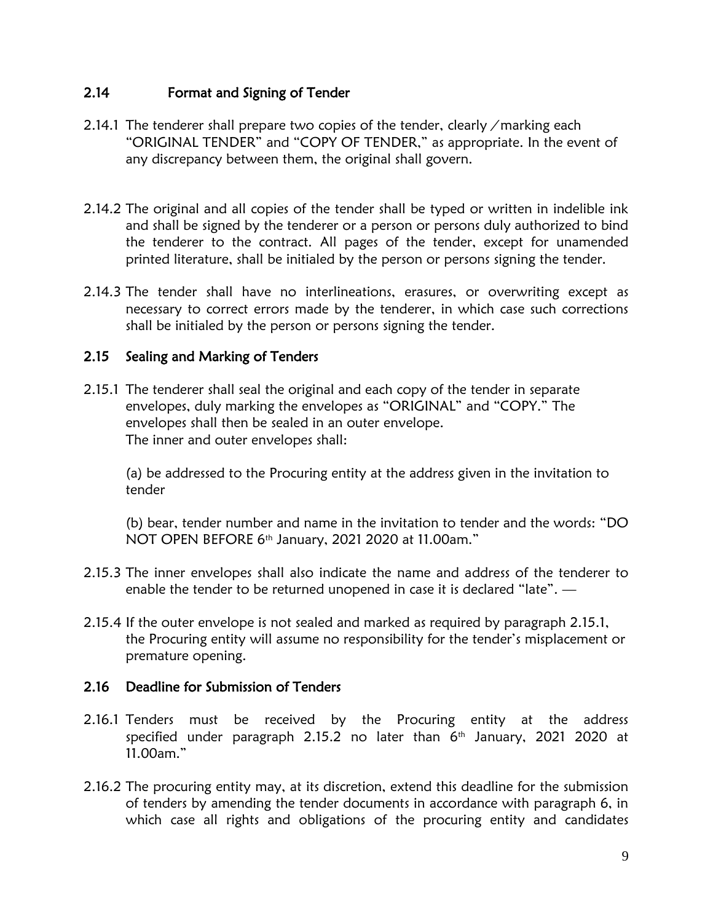## 2.14 Format and Signing of Tender

2.14.1 The tenderer shall prepare two copies of the tender, clearly /marking each "ORIGINAL TENDER" and "COPY OF TENDER," as appropriate. In the event of any discrepancy between them, the original shall govern.

2.14.2 The original and all copies of the tender shall be typed or written in indelible ink and shall be signed by the tenderer or a person or persons duly authorized to bind the tenderer to the contract. All pages of the tender, except for unamended printed literature, shall be initialed by the person or persons signing the tender.

2.14.3 The tender shall have no interlineations, erasures, or overwriting except as necessary to correct errors made by the tenderer, in which case such corrections shall be initialed by the person or persons signing the tender.

## 2.15 Sealing and Marking of Tenders

2.15.1 The tenderer shall seal the original and each copy of the tender in separate envelopes, duly marking the envelopes as "ORIGINAL" and "COPY." The envelopes shall then be sealed in an outer envelope.
The inner and outer envelopes shall:

(a) be addressed to the Procuring entity at the address given in the invitation to tender

(b) bear, tender number and name in the invitation to tender and the words: "DO NOT OPEN BEFORE 6th January, 2021 2020 at 11.00am."

2.15.3 The inner envelopes shall also indicate the name and address of the tenderer to enable the tender to be returned unopened in case it is declared "late". —

2.15.4 If the outer envelope is not sealed and marked as required by paragraph 2.15.1, the Procuring entity will assume no responsibility for the tender's misplacement or premature opening.

## 2.16 Deadline for Submission of Tenders

2.16.1 Tenders must be received by the Procuring entity at the address specified under paragraph 2.15.2 no later than 6th January, 2021 2020 at 11.00am."

2.16.2 The procuring entity may, at its discretion, extend this deadline for the submission of tenders by amending the tender documents in accordance with paragraph 6, in which case all rights and obligations of the procuring entity and candidates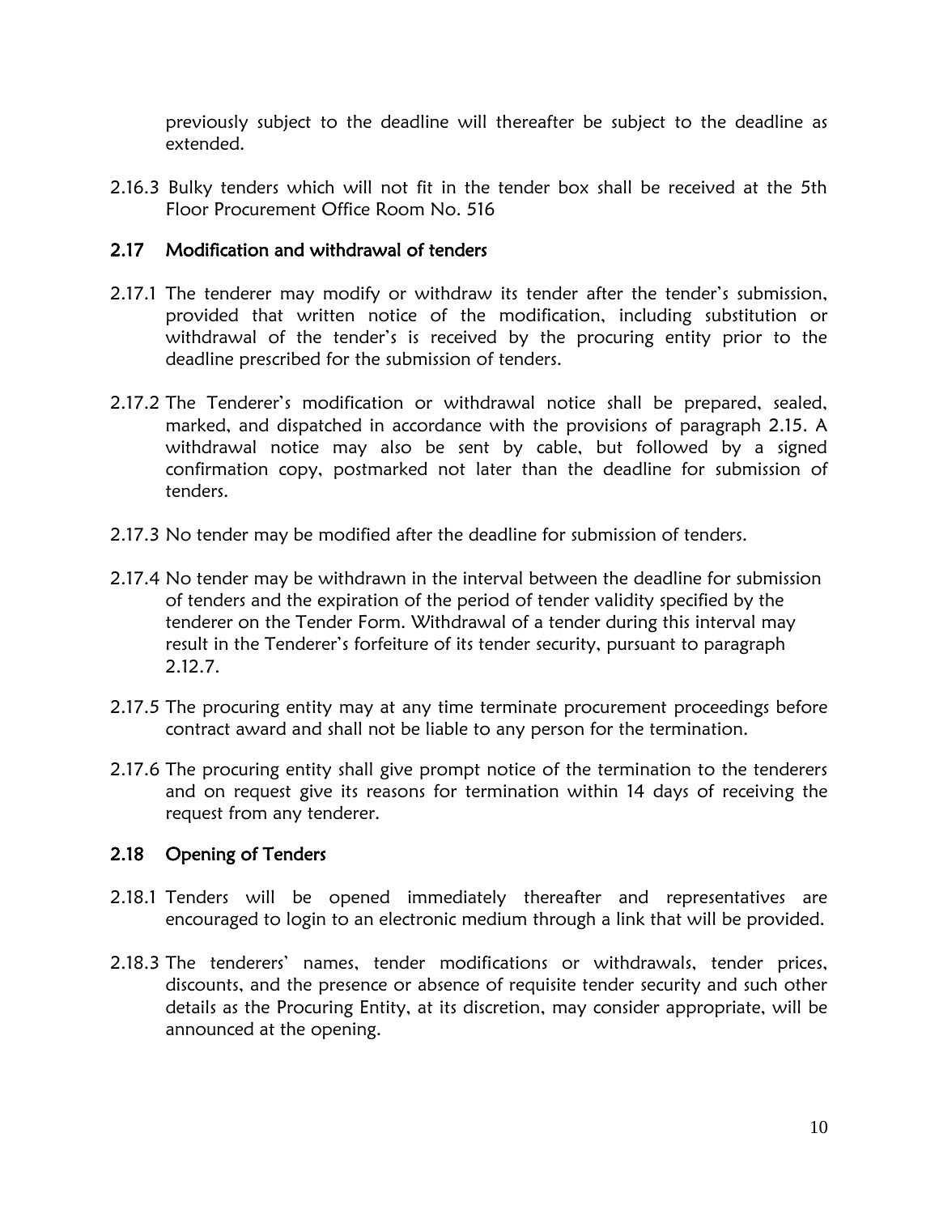previously subject to the deadline will thereafter be subject to the deadline as extended.

2.16.3 Bulky tenders which will not fit in the tender box shall be received at the 5th Floor Procurement Office Room No. 516

## 2.17 Modification and withdrawal of tenders

2.17.1 The tenderer may modify or withdraw its tender after the tender's submission, provided that written notice of the modification, including substitution or withdrawal of the tender's is received by the procuring entity prior to the deadline prescribed for the submission of tenders.

2.17.2 The Tenderer's modification or withdrawal notice shall be prepared, sealed, marked, and dispatched in accordance with the provisions of paragraph 2.15. A withdrawal notice may also be sent by cable, but followed by a signed confirmation copy, postmarked not later than the deadline for submission of tenders.

2.17.3 No tender may be modified after the deadline for submission of tenders.

2.17.4 No tender may be withdrawn in the interval between the deadline for submission of tenders and the expiration of the period of tender validity specified by the tenderer on the Tender Form. Withdrawal of a tender during this interval may result in the Tenderer's forfeiture of its tender security, pursuant to paragraph 2.12.7.

2.17.5 The procuring entity may at any time terminate procurement proceedings before contract award and shall not be liable to any person for the termination.

2.17.6 The procuring entity shall give prompt notice of the termination to the tenderers and on request give its reasons for termination within 14 days of receiving the request from any tenderer.

## 2.18 Opening of Tenders

2.18.1 Tenders will be opened immediately thereafter and representatives are encouraged to login to an electronic medium through a link that will be provided.

2.18.3 The tenderers' names, tender modifications or withdrawals, tender prices, discounts, and the presence or absence of requisite tender security and such other details as the Procuring Entity, at its discretion, may consider appropriate, will be announced at the opening.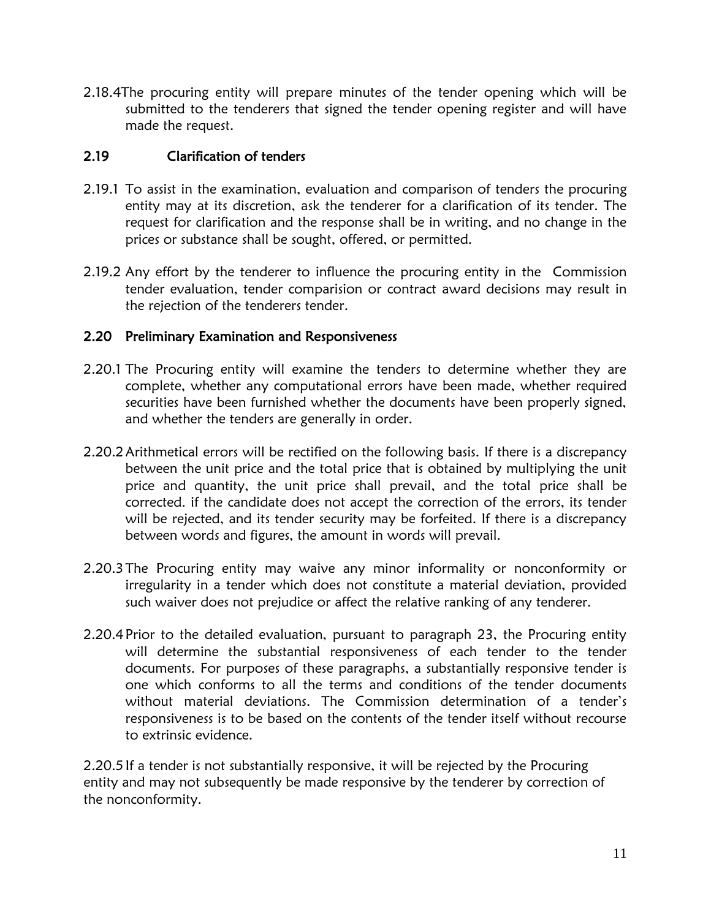2.18.4 The procuring entity will prepare minutes of the tender opening which will be submitted to the tenderers that signed the tender opening register and will have made the request.

## 2.19 Clarification of tenders

2.19.1 To assist in the examination, evaluation and comparison of tenders the procuring entity may at its discretion, ask the tenderer for a clarification of its tender. The request for clarification and the response shall be in writing, and no change in the prices or substance shall be sought, offered, or permitted.

2.19.2 Any effort by the tenderer to influence the procuring entity in the Commission tender evaluation, tender comparision or contract award decisions may result in the rejection of the tenderers tender.

## 2.20 Preliminary Examination and Responsiveness

2.20.1 The Procuring entity will examine the tenders to determine whether they are complete, whether any computational errors have been made, whether required securities have been furnished whether the documents have been properly signed, and whether the tenders are generally in order.

2.20.2 Arithmetical errors will be rectified on the following basis. If there is a discrepancy between the unit price and the total price that is obtained by multiplying the unit price and quantity, the unit price shall prevail, and the total price shall be corrected. if the candidate does not accept the correction of the errors, its tender will be rejected, and its tender security may be forfeited. If there is a discrepancy between words and figures, the amount in words will prevail.

2.20.3 The Procuring entity may waive any minor informality or nonconformity or irregularity in a tender which does not constitute a material deviation, provided such waiver does not prejudice or affect the relative ranking of any tenderer.

2.20.4 Prior to the detailed evaluation, pursuant to paragraph 23, the Procuring entity will determine the substantial responsiveness of each tender to the tender documents. For purposes of these paragraphs, a substantially responsive tender is one which conforms to all the terms and conditions of the tender documents without material deviations. The Commission determination of a tender's responsiveness is to be based on the contents of the tender itself without recourse to extrinsic evidence.

2.20.5 If a tender is not substantially responsive, it will be rejected by the Procuring entity and may not subsequently be made responsive by the tenderer by correction of the nonconformity.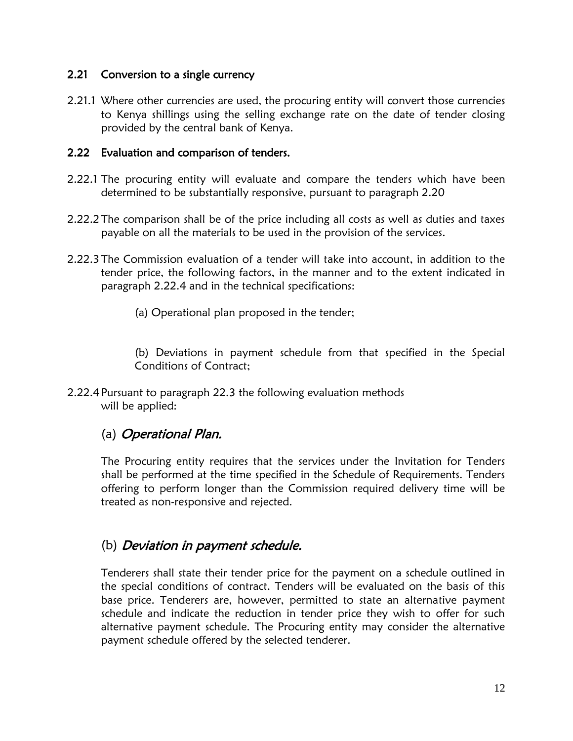### 2.21 Conversion to a single currency

2.21.1 Where other currencies are used, the procuring entity will convert those currencies to Kenya shillings using the selling exchange rate on the date of tender closing provided by the central bank of Kenya.

### 2.22 Evaluation and comparison of tenders.

2.22.1 The procuring entity will evaluate and compare the tenders which have been determined to be substantially responsive, pursuant to paragraph 2.20

2.22.2 The comparison shall be of the price including all costs as well as duties and taxes payable on all the materials to be used in the provision of the services.

2.22.3 The Commission evaluation of a tender will take into account, in addition to the tender price, the following factors, in the manner and to the extent indicated in paragraph 2.22.4 and in the technical specifications:

(a) Operational plan proposed in the tender;

(b) Deviations in payment schedule from that specified in the Special Conditions of Contract;

2.22.4 Pursuant to paragraph 22.3 the following evaluation methods will be applied:

(a) *Operational Plan.*

The Procuring entity requires that the services under the Invitation for Tenders shall be performed at the time specified in the Schedule of Requirements. Tenders offering to perform longer than the Commission required delivery time will be treated as non-responsive and rejected.

(b) *Deviation in payment schedule.*

Tenderers shall state their tender price for the payment on a schedule outlined in the special conditions of contract. Tenders will be evaluated on the basis of this base price. Tenderers are, however, permitted to state an alternative payment schedule and indicate the reduction in tender price they wish to offer for such alternative payment schedule. The Procuring entity may consider the alternative payment schedule offered by the selected tenderer.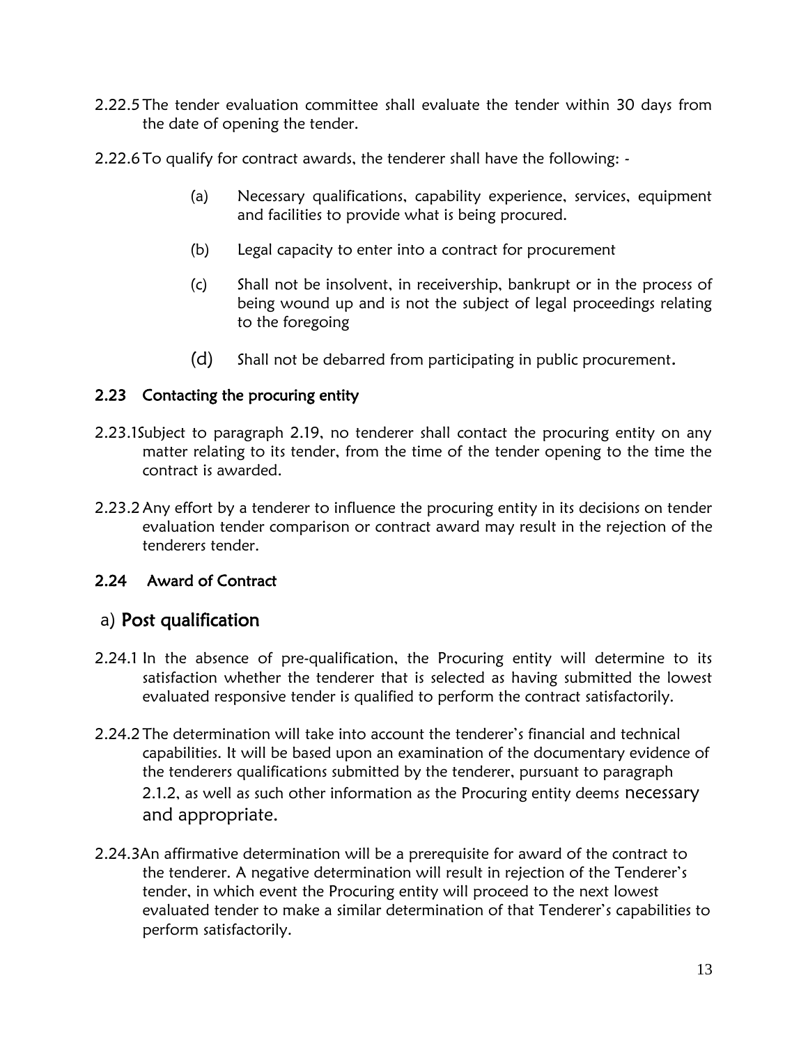2.22.5 The tender evaluation committee shall evaluate the tender within 30 days from the date of opening the tender.

2.22.6 To qualify for contract awards, the tenderer shall have the following: -

(a) Necessary qualifications, capability experience, services, equipment and facilities to provide what is being procured.

(b) Legal capacity to enter into a contract for procurement

(c) Shall not be insolvent, in receivership, bankrupt or in the process of being wound up and is not the subject of legal proceedings relating to the foregoing

(d) Shall not be debarred from participating in public procurement.

### 2.23 Contacting the procuring entity

2.23.1 Subject to paragraph 2.19, no tenderer shall contact the procuring entity on any matter relating to its tender, from the time of the tender opening to the time the contract is awarded.

2.23.2 Any effort by a tenderer to influence the procuring entity in its decisions on tender evaluation tender comparison or contract award may result in the rejection of the tenderers tender.

### 2.24 Award of Contract

## a) Post qualification

2.24.1 In the absence of pre-qualification, the Procuring entity will determine to its satisfaction whether the tenderer that is selected as having submitted the lowest evaluated responsive tender is qualified to perform the contract satisfactorily.

2.24.2 The determination will take into account the tenderer's financial and technical capabilities. It will be based upon an examination of the documentary evidence of the tenderers qualifications submitted by the tenderer, pursuant to paragraph 2.1.2, as well as such other information as the Procuring entity deems necessary and appropriate.

2.24.3 An affirmative determination will be a prerequisite for award of the contract to the tenderer. A negative determination will result in rejection of the Tenderer's tender, in which event the Procuring entity will proceed to the next lowest evaluated tender to make a similar determination of that Tenderer's capabilities to perform satisfactorily.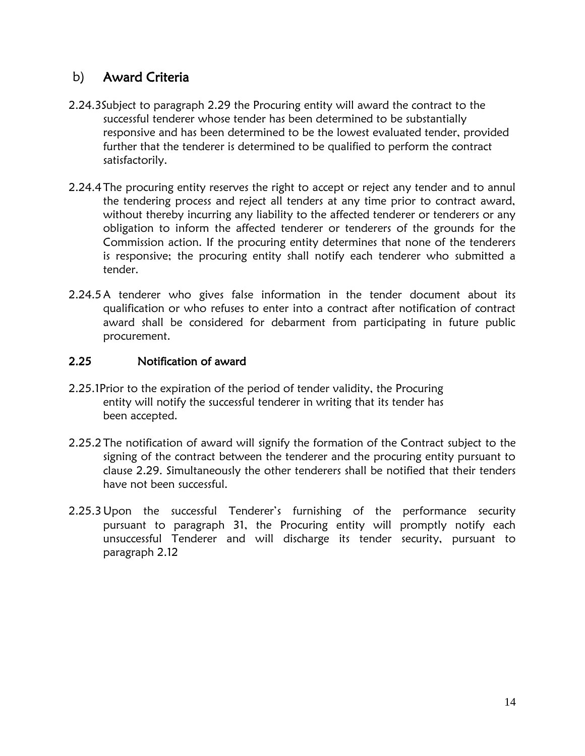## b) Award Criteria

2.24.3 Subject to paragraph 2.29 the Procuring entity will award the contract to the successful tenderer whose tender has been determined to be substantially responsive and has been determined to be the lowest evaluated tender, provided further that the tenderer is determined to be qualified to perform the contract satisfactorily.

2.24.4 The procuring entity reserves the right to accept or reject any tender and to annul the tendering process and reject all tenders at any time prior to contract award, without thereby incurring any liability to the affected tenderer or tenderers or any obligation to inform the affected tenderer or tenderers of the grounds for the Commission action. If the procuring entity determines that none of the tenderers is responsive; the procuring entity shall notify each tenderer who submitted a tender.

2.24.5 A tenderer who gives false information in the tender document about its qualification or who refuses to enter into a contract after notification of contract award shall be considered for debarment from participating in future public procurement.

### 2.25 Notification of award

2.25.1 Prior to the expiration of the period of tender validity, the Procuring entity will notify the successful tenderer in writing that its tender has been accepted.

2.25.2 The notification of award will signify the formation of the Contract subject to the signing of the contract between the tenderer and the procuring entity pursuant to clause 2.29. Simultaneously the other tenderers shall be notified that their tenders have not been successful.

2.25.3 Upon the successful Tenderer's furnishing of the performance security pursuant to paragraph 31, the Procuring entity will promptly notify each unsuccessful Tenderer and will discharge its tender security, pursuant to paragraph 2.12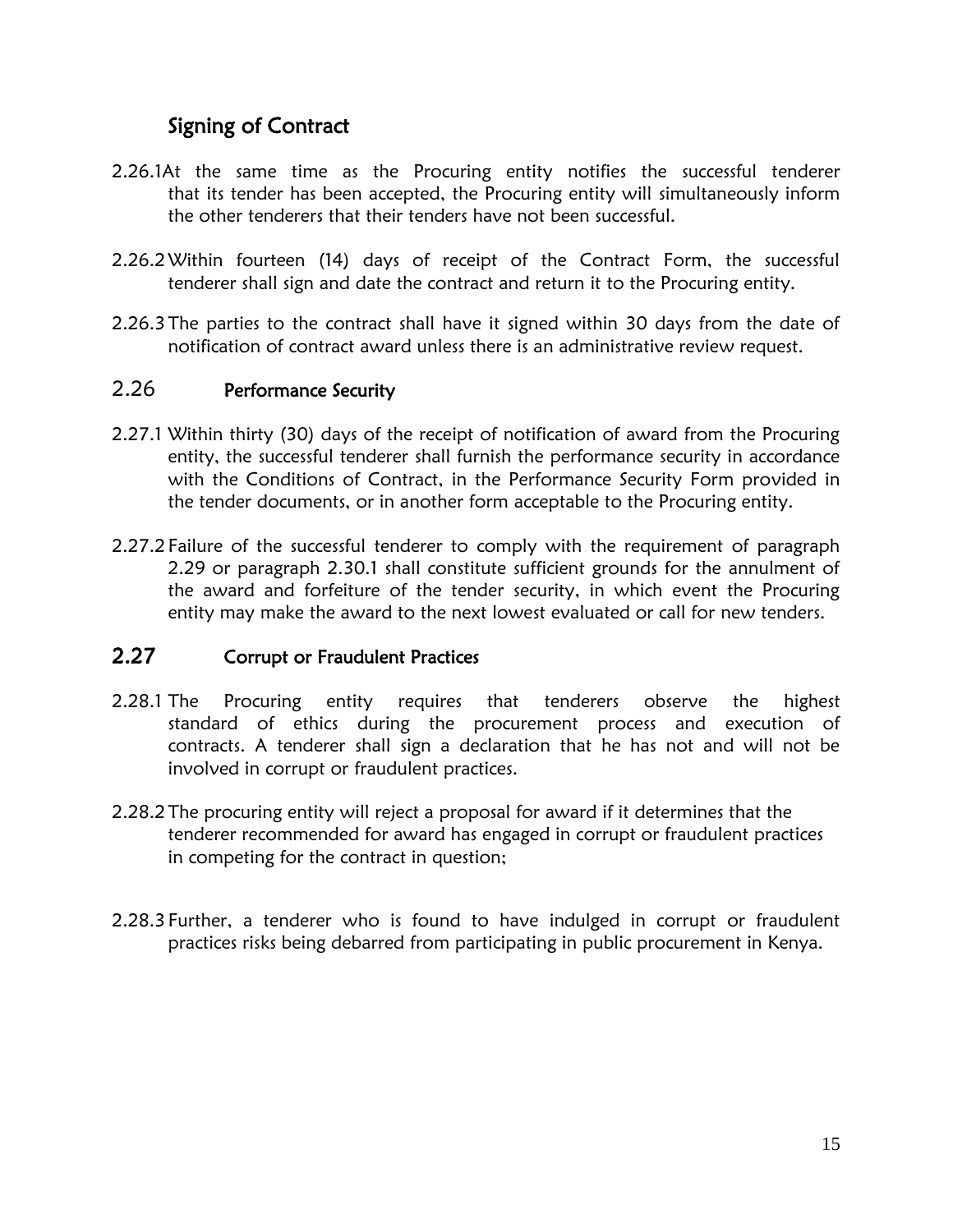## Signing of Contract

2.26.1 At the same time as the Procuring entity notifies the successful tenderer that its tender has been accepted, the Procuring entity will simultaneously inform the other tenderers that their tenders have not been successful.

2.26.2 Within fourteen (14) days of receipt of the Contract Form, the successful tenderer shall sign and date the contract and return it to the Procuring entity.

2.26.3 The parties to the contract shall have it signed within 30 days from the date of notification of contract award unless there is an administrative review request.

## 2.26 Performance Security

2.27.1 Within thirty (30) days of the receipt of notification of award from the Procuring entity, the successful tenderer shall furnish the performance security in accordance with the Conditions of Contract, in the Performance Security Form provided in the tender documents, or in another form acceptable to the Procuring entity.

2.27.2 Failure of the successful tenderer to comply with the requirement of paragraph 2.29 or paragraph 2.30.1 shall constitute sufficient grounds for the annulment of the award and forfeiture of the tender security, in which event the Procuring entity may make the award to the next lowest evaluated or call for new tenders.

## 2.27 Corrupt or Fraudulent Practices

2.28.1 The Procuring entity requires that tenderers observe the highest standard of ethics during the procurement process and execution of contracts. A tenderer shall sign a declaration that he has not and will not be involved in corrupt or fraudulent practices.

2.28.2 The procuring entity will reject a proposal for award if it determines that the tenderer recommended for award has engaged in corrupt or fraudulent practices in competing for the contract in question;

2.28.3 Further, a tenderer who is found to have indulged in corrupt or fraudulent practices risks being debarred from participating in public procurement in Kenya.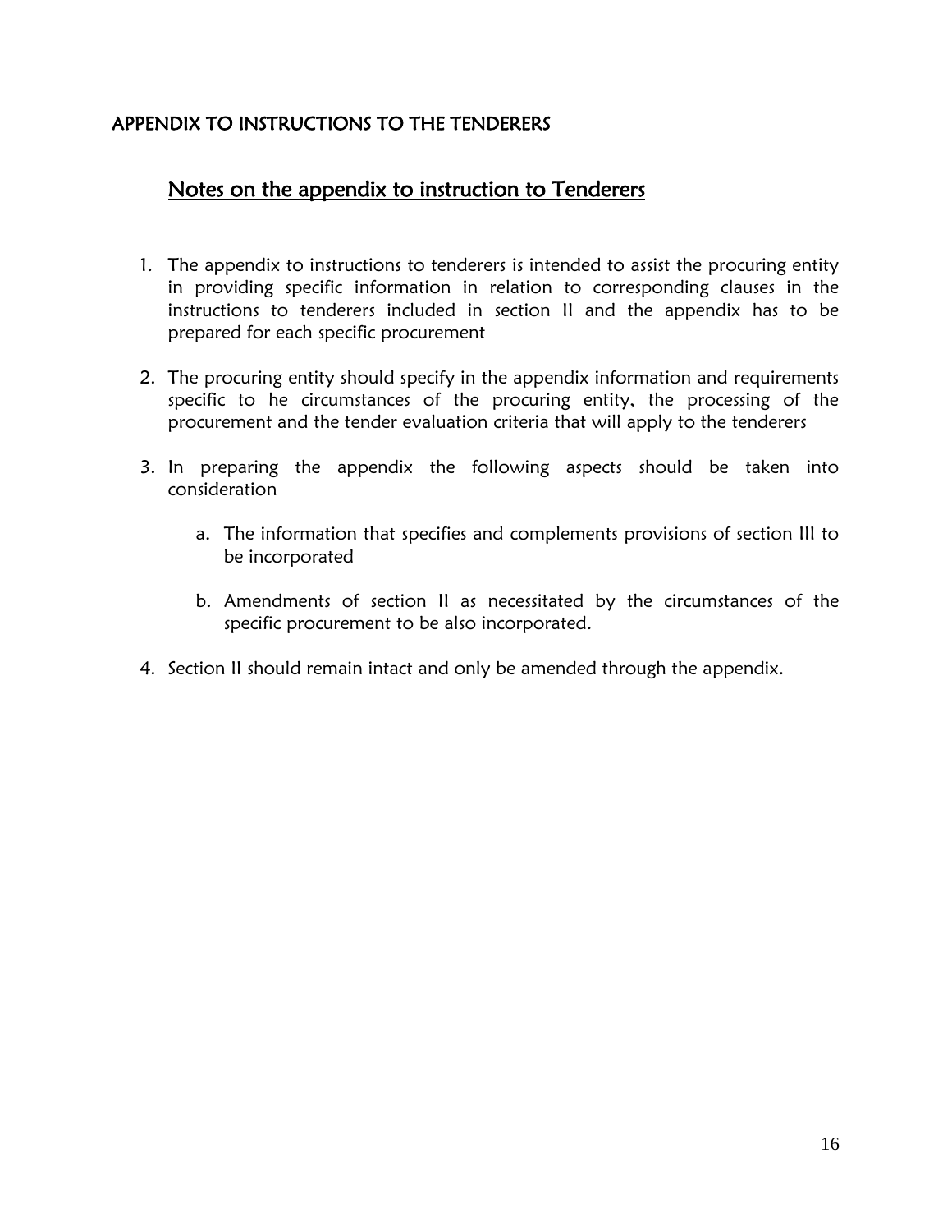## APPENDIX TO INSTRUCTIONS TO THE TENDERERS

### Notes on the appendix to instruction to Tenderers

1. The appendix to instructions to tenderers is intended to assist the procuring entity in providing specific information in relation to corresponding clauses in the instructions to tenderers included in section II and the appendix has to be prepared for each specific procurement

2. The procuring entity should specify in the appendix information and requirements specific to he circumstances of the procuring entity, the processing of the procurement and the tender evaluation criteria that will apply to the tenderers

3. In preparing the appendix the following aspects should be taken into consideration

   a. The information that specifies and complements provisions of section III to be incorporated

   b. Amendments of section II as necessitated by the circumstances of the specific procurement to be also incorporated.

4. Section II should remain intact and only be amended through the appendix.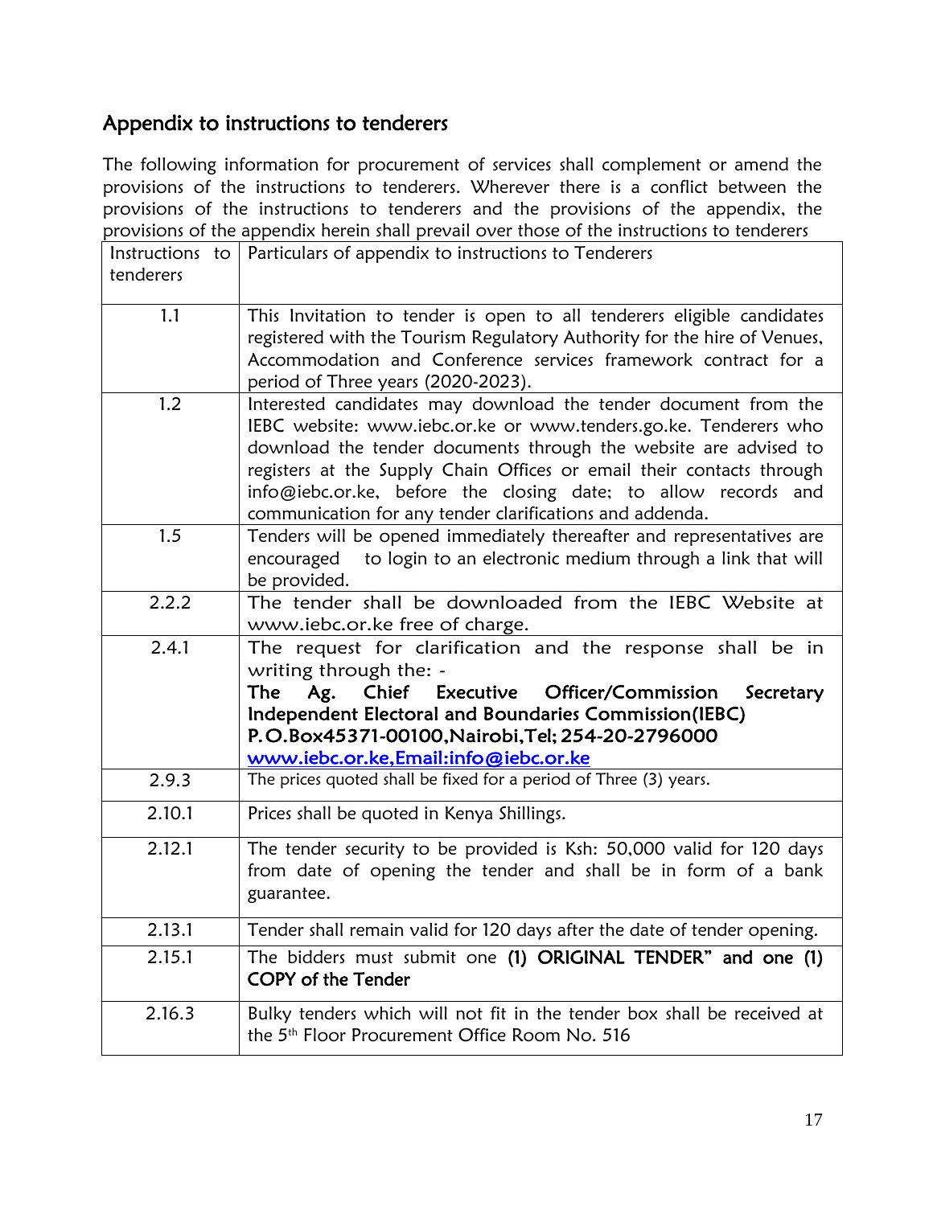## Appendix to instructions to tenderers

The following information for procurement of services shall complement or amend the provisions of the instructions to tenderers. Wherever there is a conflict between the provisions of the instructions to tenderers and the provisions of the appendix, the provisions of the appendix herein shall prevail over those of the instructions to tenderers

| Instructions to tenderers | Particulars of appendix to instructions to Tenderers |
|---|---|
| 1.1 | This Invitation to tender is open to all tenderers eligible candidates registered with the Tourism Regulatory Authority for the hire of Venues, Accommodation and Conference services framework contract for a period of Three years (2020-2023). |
| 1.2 | Interested candidates may download the tender document from the IEBC website: www.iebc.or.ke or www.tenders.go.ke. Tenderers who download the tender documents through the website are advised to registers at the Supply Chain Offices or email their contacts through info@iebc.or.ke, before the closing date; to allow records and communication for any tender clarifications and addenda. |
| 1.5 | Tenders will be opened immediately thereafter and representatives are encouraged to login to an electronic medium through a link that will be provided. |
| 2.2.2 | The tender shall be downloaded from the IEBC Website at www.iebc.or.ke free of charge. |
| 2.4.1 | The request for clarification and the response shall be in writing through the: - **The Ag. Chief Executive Officer/Commission Secretary Independent Electoral and Boundaries Commission(IEBC) P.O.Box45371-00100,Nairobi,Tel; 254-20-2796000 www.iebc.or.ke,Email:info@iebc.or.ke** |
| 2.9.3 | The prices quoted shall be fixed for a period of Three (3) years. |
| 2.10.1 | Prices shall be quoted in Kenya Shillings. |
| 2.12.1 | The tender security to be provided is Ksh: 50,000 valid for 120 days from date of opening the tender and shall be in form of a bank guarantee. |
| 2.13.1 | Tender shall remain valid for 120 days after the date of tender opening. |
| 2.15.1 | The bidders must submit one **(1) ORIGINAL TENDER" and one (1) COPY of the Tender** |
| 2.16.3 | Bulky tenders which will not fit in the tender box shall be received at the 5th Floor Procurement Office Room No. 516 |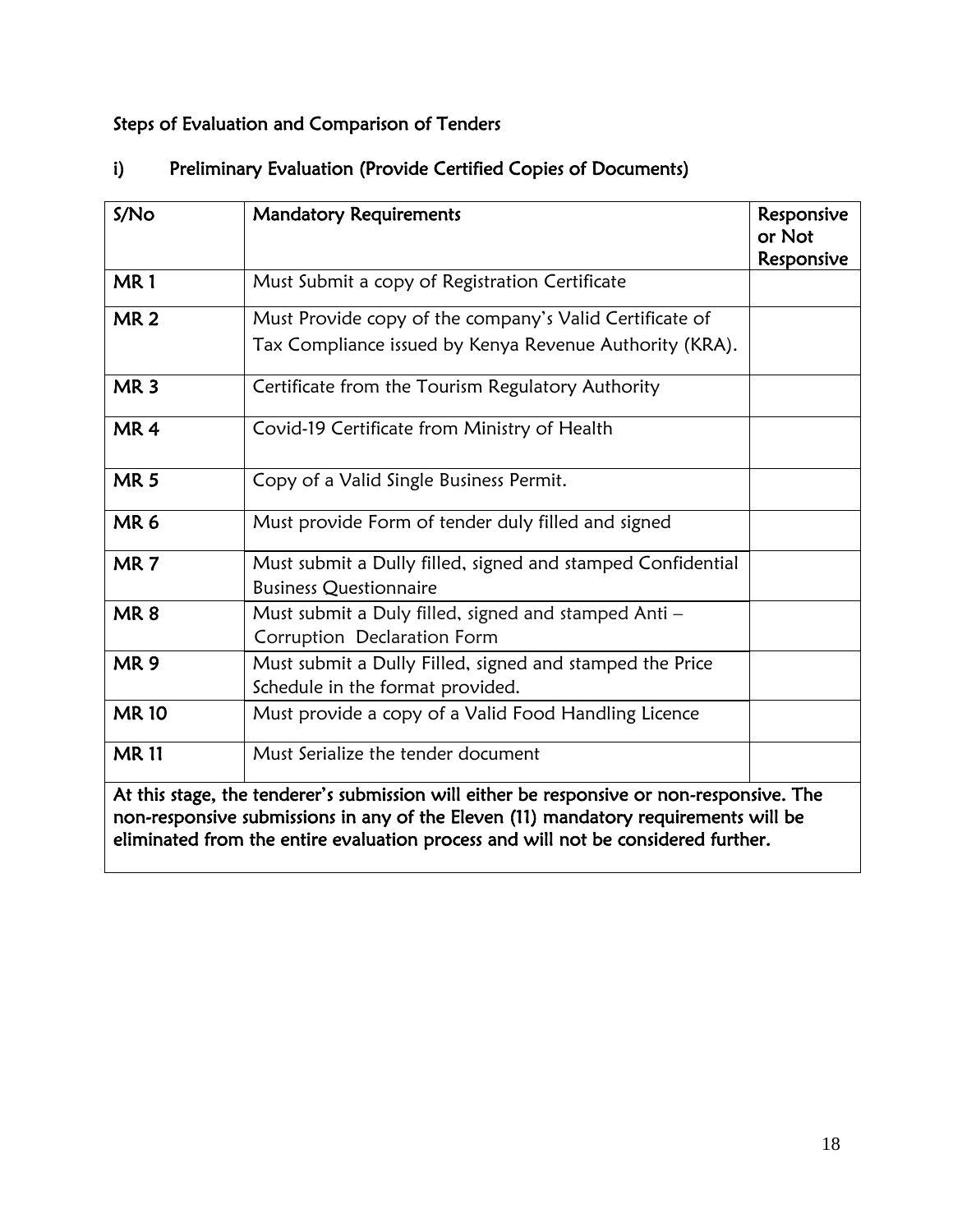## Steps of Evaluation and Comparison of Tenders

### i) Preliminary Evaluation (Provide Certified Copies of Documents)

| S/No | Mandatory Requirements | Responsive or Not Responsive |
|---|---|---|
| **MR 1** | Must Submit a copy of Registration Certificate | |
| **MR 2** | Must Provide copy of the company's Valid Certificate of Tax Compliance issued by Kenya Revenue Authority (KRA). | |
| **MR 3** | Certificate from the Tourism Regulatory Authority | |
| **MR 4** | Covid-19 Certificate from Ministry of Health | |
| **MR 5** | Copy of a Valid Single Business Permit. | |
| **MR 6** | Must provide Form of tender duly filled and signed | |
| **MR 7** | Must submit a Dully filled, signed and stamped Confidential Business Questionnaire | |
| **MR 8** | Must submit a Duly filled, signed and stamped Anti – Corruption Declaration Form | |
| **MR 9** | Must submit a Dully Filled, signed and stamped the Price Schedule in the format provided. | |
| **MR 10** | Must provide a copy of a Valid Food Handling Licence | |
| **MR 11** | Must Serialize the tender document | |
| **At this stage, the tenderer's submission will either be responsive or non-responsive. The non-responsive submissions in any of the Eleven (11) mandatory requirements will be eliminated from the entire evaluation process and will not be considered further.** | | |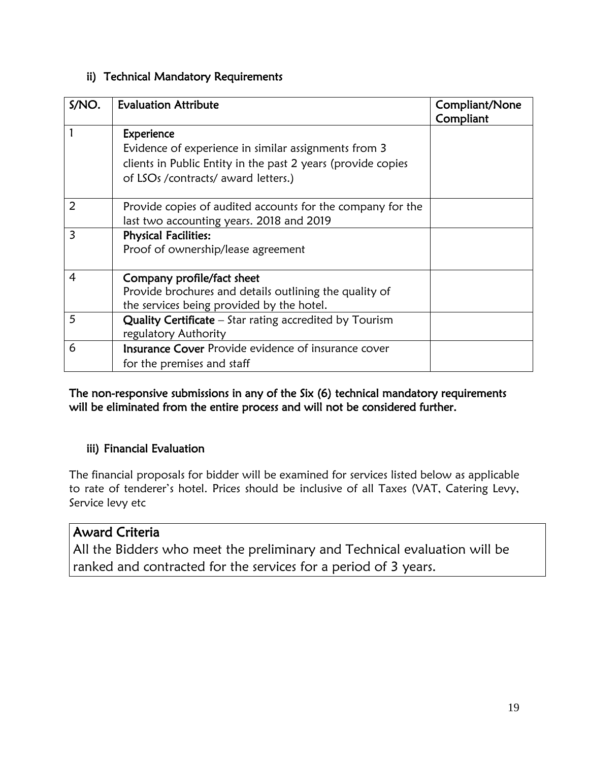### ii) Technical Mandatory Requirements

| S/NO. | Evaluation Attribute | Compliant/None Compliant |
|---|---|---|
| 1 | **Experience** Evidence of experience in similar assignments from 3 clients in Public Entity in the past 2 years (provide copies of LSOs /contracts/ award letters.) | |
| 2 | Provide copies of audited accounts for the company for the last two accounting years. 2018 and 2019 | |
| 3 | **Physical Facilities:** Proof of ownership/lease agreement | |
| 4 | **Company profile/fact sheet** Provide brochures and details outlining the quality of the services being provided by the hotel. | |
| 5 | **Quality Certificate** – Star rating accredited by Tourism regulatory Authority | |
| 6 | **Insurance Cover** Provide evidence of insurance cover for the premises and staff | |

**The non-responsive submissions in any of the Six (6) technical mandatory requirements will be eliminated from the entire process and will not be considered further.**

### iii) Financial Evaluation

The financial proposals for bidder will be examined for services listed below as applicable to rate of tenderer's hotel. Prices should be inclusive of all Taxes (VAT, Catering Levy, Service levy etc

## Award Criteria

All the Bidders who meet the preliminary and Technical evaluation will be ranked and contracted for the services for a period of 3 years.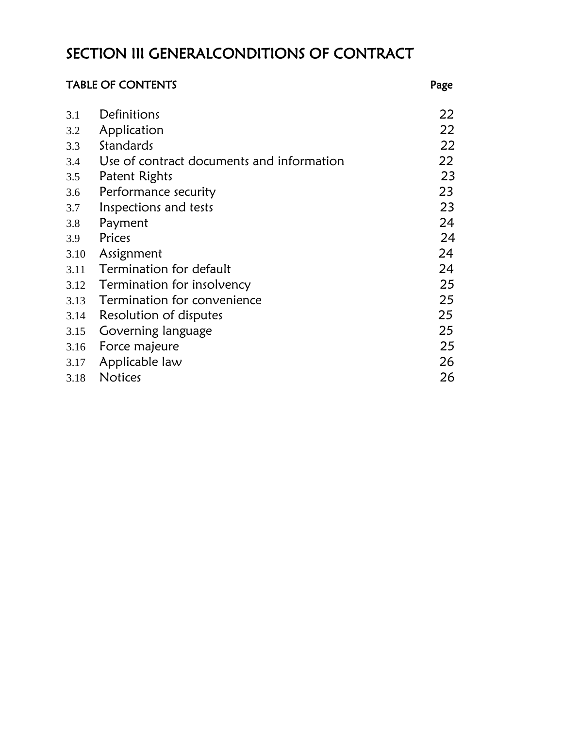# SECTION III GENERALCONDITIONS OF CONTRACT

**TABLE OF CONTENTS** **Page**

| | | Page |
|---|---|---|
| 3.1 | Definitions | 22 |
| 3.2 | Application | 22 |
| 3.3 | Standards | 22 |
| 3.4 | Use of contract documents and information | 22 |
| 3.5 | Patent Rights | 23 |
| 3.6 | Performance security | 23 |
| 3.7 | Inspections and tests | 23 |
| 3.8 | Payment | 24 |
| 3.9 | Prices | 24 |
| 3.10 | Assignment | 24 |
| 3.11 | Termination for default | 24 |
| 3.12 | Termination for insolvency | 25 |
| 3.13 | Termination for convenience | 25 |
| 3.14 | Resolution of disputes | 25 |
| 3.15 | Governing language | 25 |
| 3.16 | Force majeure | 25 |
| 3.17 | Applicable law | 26 |
| 3.18 | Notices | 26 |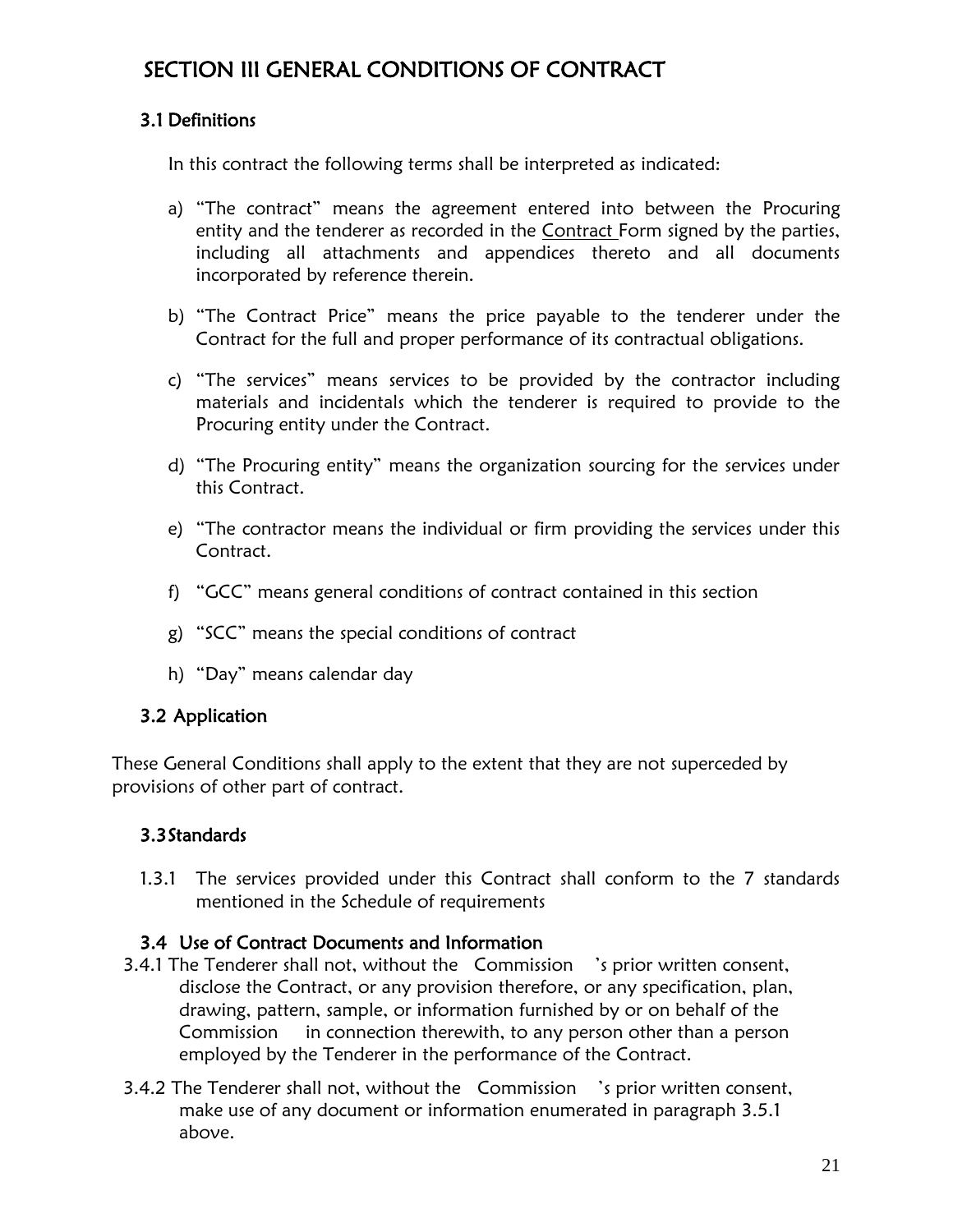# SECTION III GENERAL CONDITIONS OF CONTRACT

## 3.1 Definitions

In this contract the following terms shall be interpreted as indicated:

a) "The contract" means the agreement entered into between the Procuring entity and the tenderer as recorded in the Contract Form signed by the parties, including all attachments and appendices thereto and all documents incorporated by reference therein.

b) "The Contract Price" means the price payable to the tenderer under the Contract for the full and proper performance of its contractual obligations.

c) "The services" means services to be provided by the contractor including materials and incidentals which the tenderer is required to provide to the Procuring entity under the Contract.

d) "The Procuring entity" means the organization sourcing for the services under this Contract.

e) "The contractor means the individual or firm providing the services under this Contract.

f) "GCC" means general conditions of contract contained in this section

g) "SCC" means the special conditions of contract

h) "Day" means calendar day

## 3.2 Application

These General Conditions shall apply to the extent that they are not superceded by provisions of other part of contract.

## 3.3 Standards

1.3.1 The services provided under this Contract shall conform to the 7 standards mentioned in the Schedule of requirements

## 3.4 Use of Contract Documents and Information

3.4.1 The Tenderer shall not, without the Commission 's prior written consent, disclose the Contract, or any provision therefore, or any specification, plan, drawing, pattern, sample, or information furnished by or on behalf of the Commission in connection therewith, to any person other than a person employed by the Tenderer in the performance of the Contract.

3.4.2 The Tenderer shall not, without the Commission 's prior written consent, make use of any document or information enumerated in paragraph 3.5.1 above.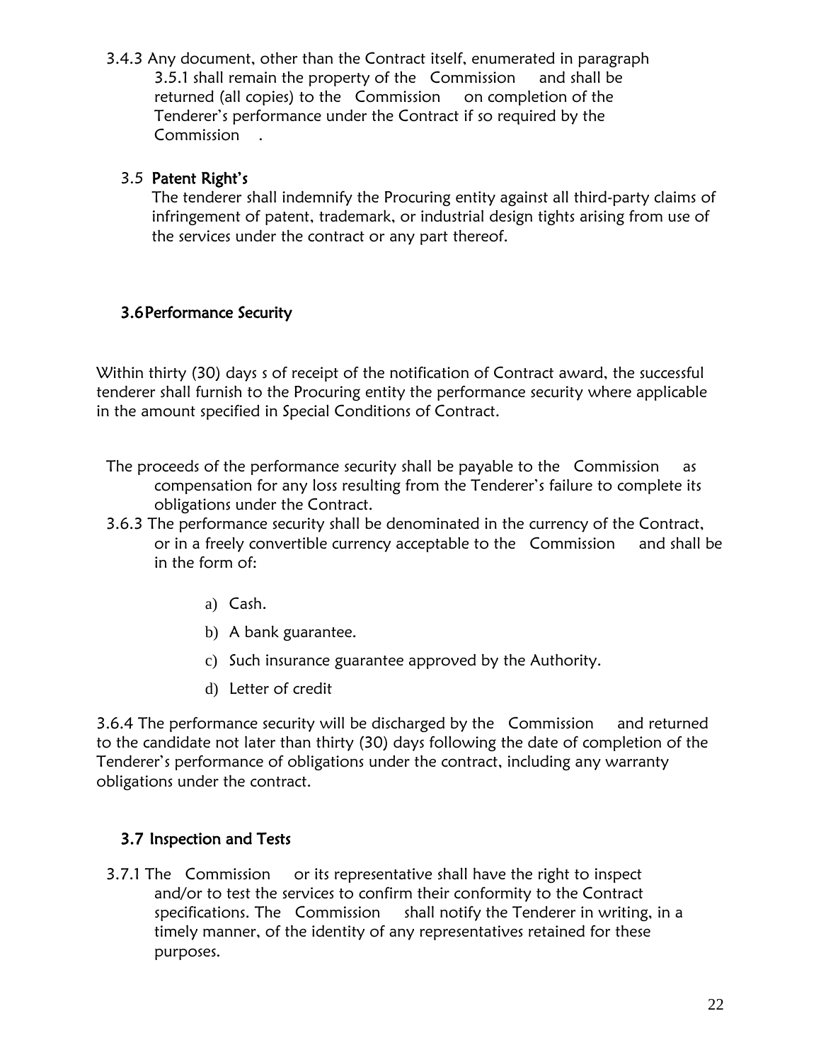3.4.3 Any document, other than the Contract itself, enumerated in paragraph 3.5.1 shall remain the property of the Commission and shall be returned (all copies) to the Commission on completion of the Tenderer's performance under the Contract if so required by the Commission .

### 3.5 Patent Right's

The tenderer shall indemnify the Procuring entity against all third-party claims of infringement of patent, trademark, or industrial design tights arising from use of the services under the contract or any part thereof.

### 3.6 Performance Security

Within thirty (30) days s of receipt of the notification of Contract award, the successful tenderer shall furnish to the Procuring entity the performance security where applicable in the amount specified in Special Conditions of Contract.

The proceeds of the performance security shall be payable to the Commission as compensation for any loss resulting from the Tenderer's failure to complete its obligations under the Contract.

3.6.3 The performance security shall be denominated in the currency of the Contract, or in a freely convertible currency acceptable to the Commission and shall be in the form of:

a) Cash.
b) A bank guarantee.
c) Such insurance guarantee approved by the Authority.
d) Letter of credit

3.6.4 The performance security will be discharged by the Commission and returned to the candidate not later than thirty (30) days following the date of completion of the Tenderer's performance of obligations under the contract, including any warranty obligations under the contract.

### 3.7 Inspection and Tests

3.7.1 The Commission or its representative shall have the right to inspect and/or to test the services to confirm their conformity to the Contract specifications. The Commission shall notify the Tenderer in writing, in a timely manner, of the identity of any representatives retained for these purposes.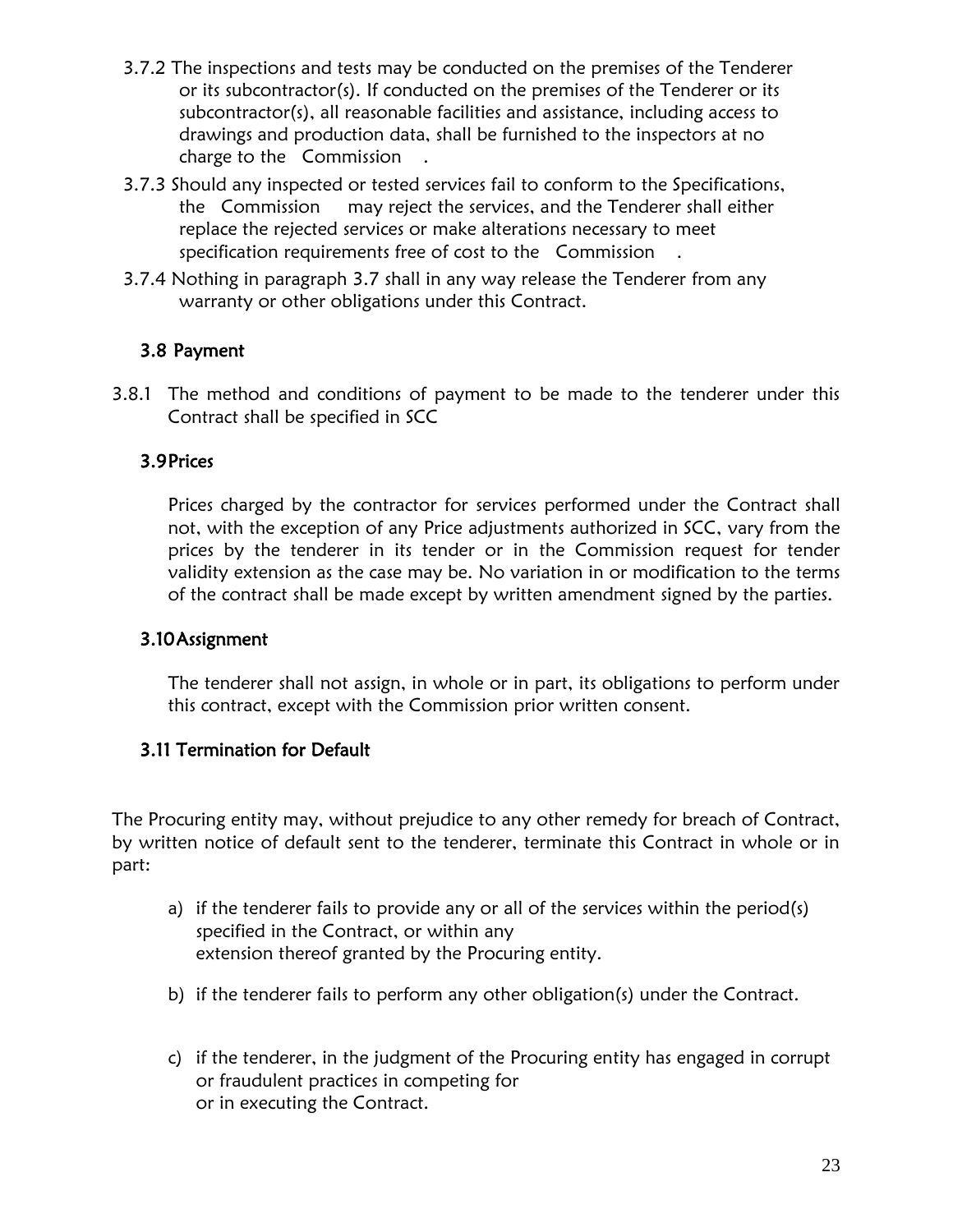3.7.2 The inspections and tests may be conducted on the premises of the Tenderer or its subcontractor(s). If conducted on the premises of the Tenderer or its subcontractor(s), all reasonable facilities and assistance, including access to drawings and production data, shall be furnished to the inspectors at no charge to the Commission .

3.7.3 Should any inspected or tested services fail to conform to the Specifications, the Commission may reject the services, and the Tenderer shall either replace the rejected services or make alterations necessary to meet specification requirements free of cost to the Commission .

3.7.4 Nothing in paragraph 3.7 shall in any way release the Tenderer from any warranty or other obligations under this Contract.

### 3.8 Payment

3.8.1 The method and conditions of payment to be made to the tenderer under this Contract shall be specified in SCC

### 3.9 Prices

Prices charged by the contractor for services performed under the Contract shall not, with the exception of any Price adjustments authorized in SCC, vary from the prices by the tenderer in its tender or in the Commission request for tender validity extension as the case may be. No variation in or modification to the terms of the contract shall be made except by written amendment signed by the parties.

### 3.10 Assignment

The tenderer shall not assign, in whole or in part, its obligations to perform under this contract, except with the Commission prior written consent.

### 3.11 Termination for Default

The Procuring entity may, without prejudice to any other remedy for breach of Contract, by written notice of default sent to the tenderer, terminate this Contract in whole or in part:

a) if the tenderer fails to provide any or all of the services within the period(s) specified in the Contract, or within any extension thereof granted by the Procuring entity.

b) if the tenderer fails to perform any other obligation(s) under the Contract.

c) if the tenderer, in the judgment of the Procuring entity has engaged in corrupt or fraudulent practices in competing for or in executing the Contract.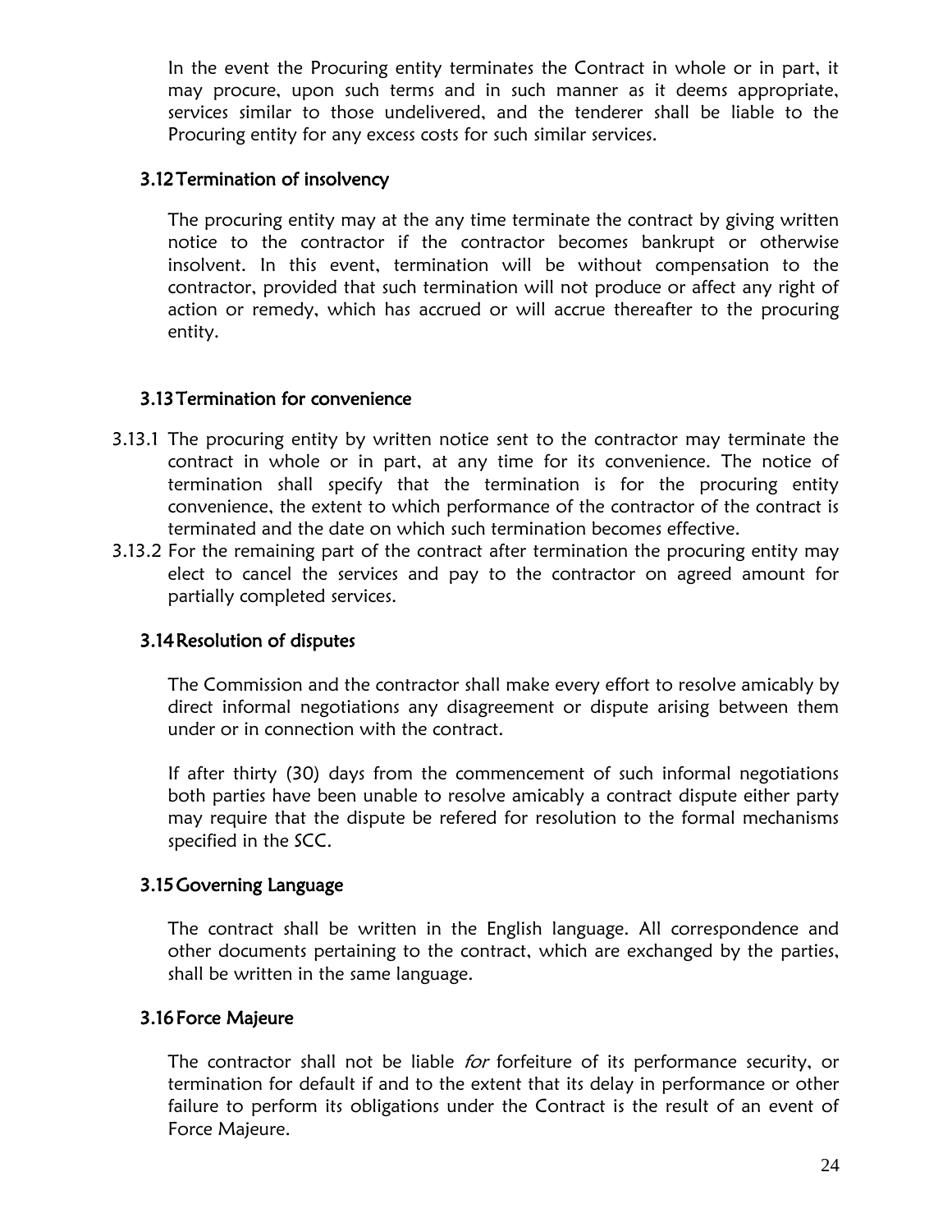In the event the Procuring entity terminates the Contract in whole or in part, it may procure, upon such terms and in such manner as it deems appropriate, services similar to those undelivered, and the tenderer shall be liable to the Procuring entity for any excess costs for such similar services.

### 3.12 Termination of insolvency

The procuring entity may at the any time terminate the contract by giving written notice to the contractor if the contractor becomes bankrupt or otherwise insolvent. In this event, termination will be without compensation to the contractor, provided that such termination will not produce or affect any right of action or remedy, which has accrued or will accrue thereafter to the procuring entity.

### 3.13 Termination for convenience

3.13.1 The procuring entity by written notice sent to the contractor may terminate the contract in whole or in part, at any time for its convenience. The notice of termination shall specify that the termination is for the procuring entity convenience, the extent to which performance of the contractor of the contract is terminated and the date on which such termination becomes effective.

3.13.2 For the remaining part of the contract after termination the procuring entity may elect to cancel the services and pay to the contractor on agreed amount for partially completed services.

### 3.14 Resolution of disputes

The Commission and the contractor shall make every effort to resolve amicably by direct informal negotiations any disagreement or dispute arising between them under or in connection with the contract.

If after thirty (30) days from the commencement of such informal negotiations both parties have been unable to resolve amicably a contract dispute either party may require that the dispute be refered for resolution to the formal mechanisms specified in the SCC.

### 3.15 Governing Language

The contract shall be written in the English language. All correspondence and other documents pertaining to the contract, which are exchanged by the parties, shall be written in the same language.

### 3.16 Force Majeure

The contractor shall not be liable *for* forfeiture of its performance security, or termination for default if and to the extent that its delay in performance or other failure to perform its obligations under the Contract is the result of an event of Force Majeure.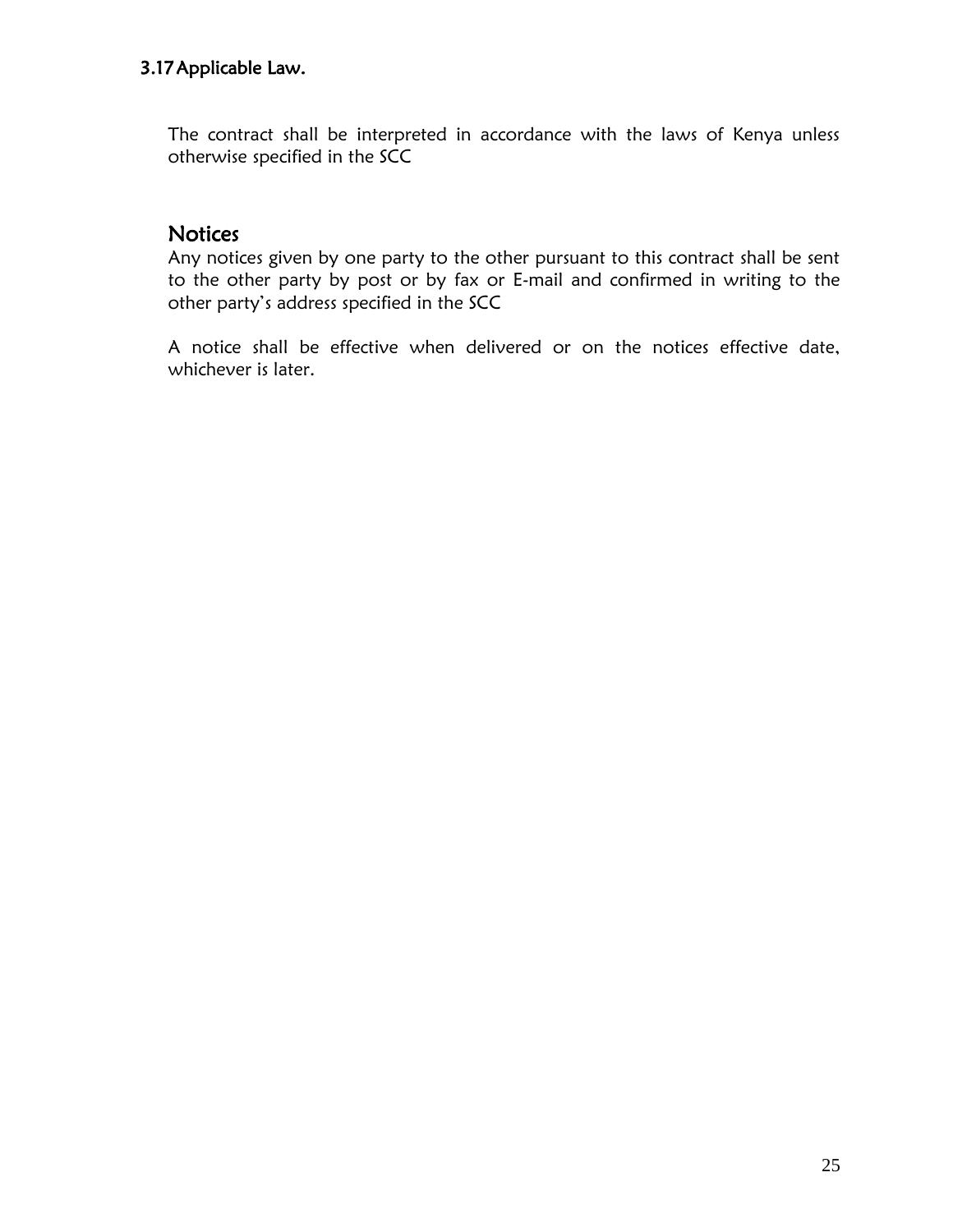### 3.17 Applicable Law.

The contract shall be interpreted in accordance with the laws of Kenya unless otherwise specified in the SCC

## Notices

Any notices given by one party to the other pursuant to this contract shall be sent to the other party by post or by fax or E-mail and confirmed in writing to the other party's address specified in the SCC

A notice shall be effective when delivered or on the notices effective date, whichever is later.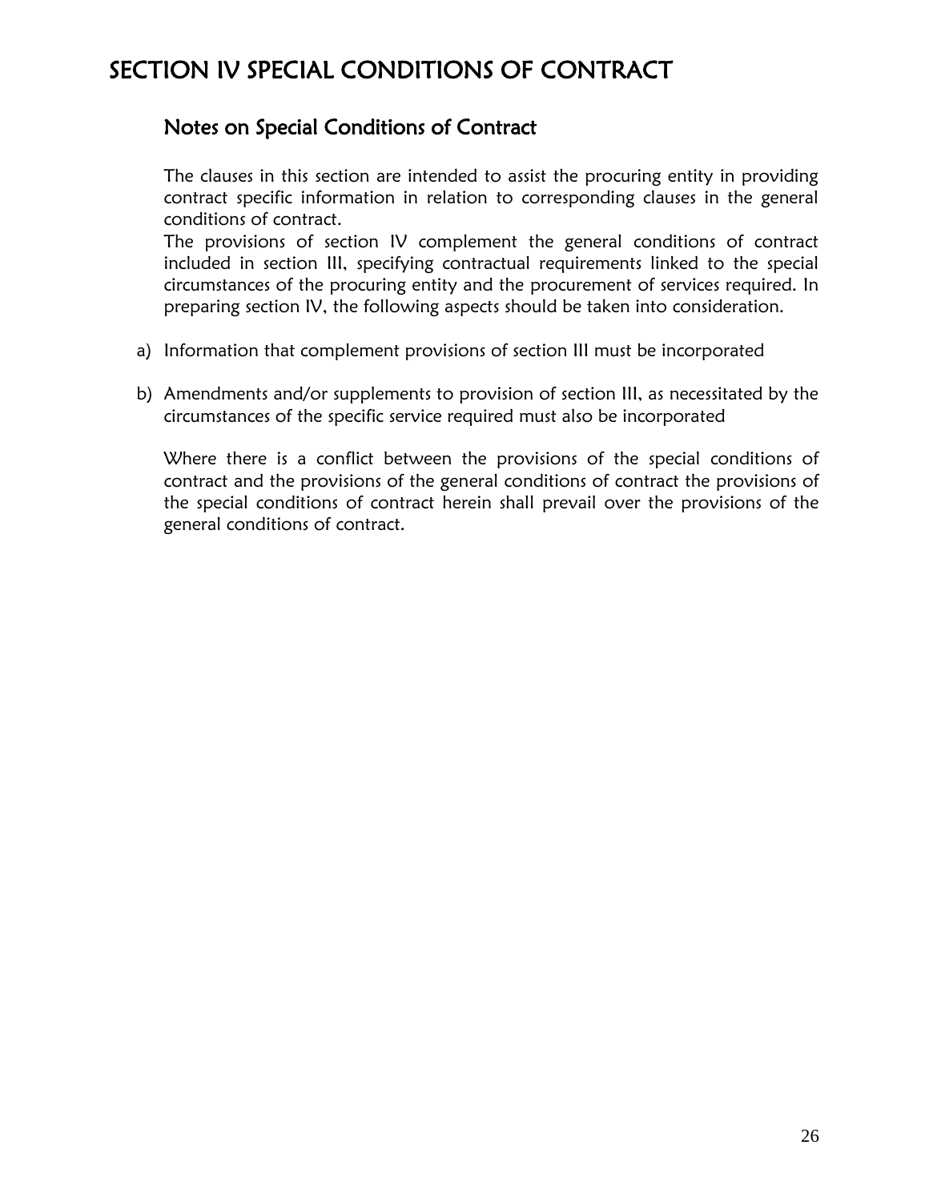# SECTION IV SPECIAL CONDITIONS OF CONTRACT

## Notes on Special Conditions of Contract

The clauses in this section are intended to assist the procuring entity in providing contract specific information in relation to corresponding clauses in the general conditions of contract.

The provisions of section IV complement the general conditions of contract included in section III, specifying contractual requirements linked to the special circumstances of the procuring entity and the procurement of services required. In preparing section IV, the following aspects should be taken into consideration.

a) Information that complement provisions of section III must be incorporated

b) Amendments and/or supplements to provision of section III, as necessitated by the circumstances of the specific service required must also be incorporated

Where there is a conflict between the provisions of the special conditions of contract and the provisions of the general conditions of contract the provisions of the special conditions of contract herein shall prevail over the provisions of the general conditions of contract.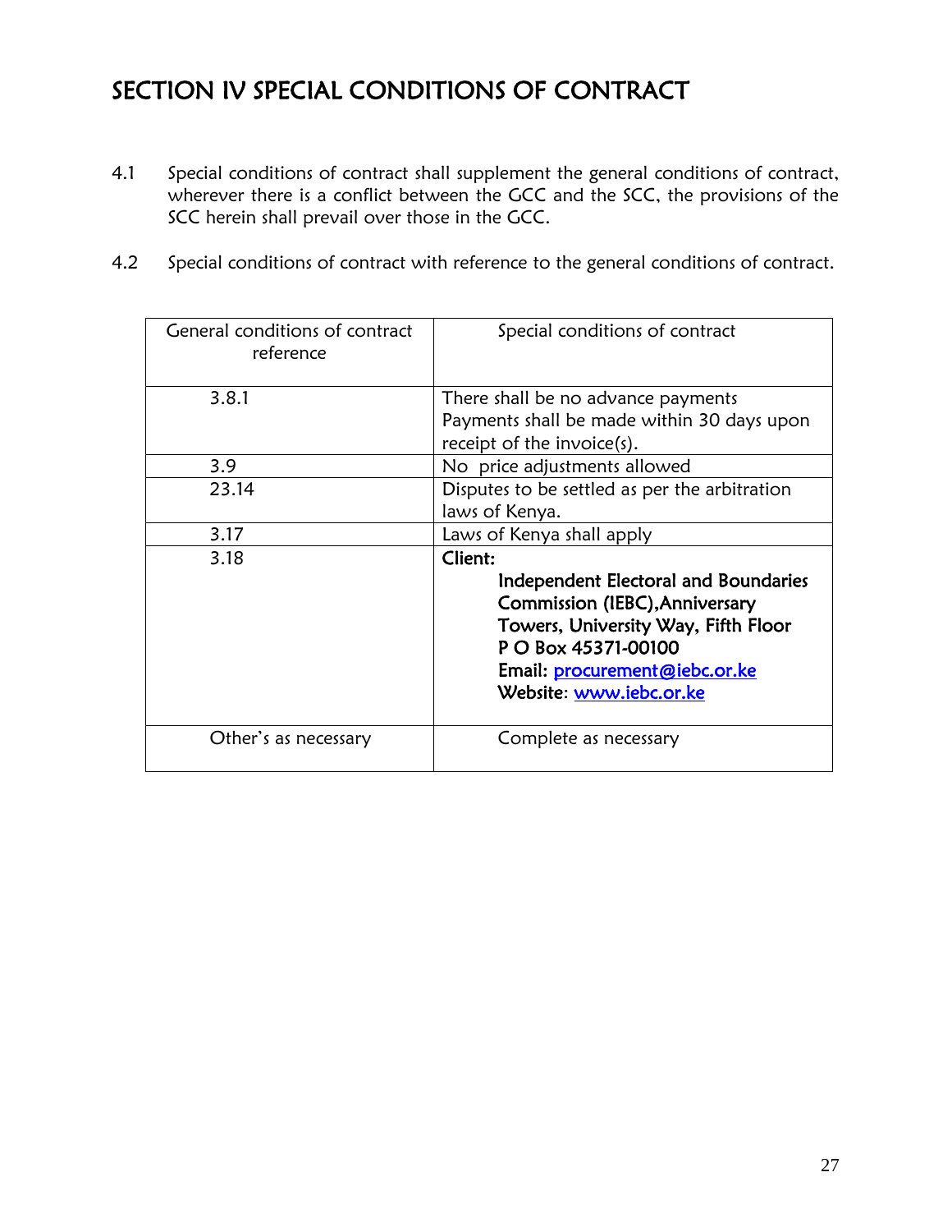# SECTION IV SPECIAL CONDITIONS OF CONTRACT

4.1 Special conditions of contract shall supplement the general conditions of contract, wherever there is a conflict between the GCC and the SCC, the provisions of the SCC herein shall prevail over those in the GCC.

4.2 Special conditions of contract with reference to the general conditions of contract.

| General conditions of contract reference | Special conditions of contract |
|---|---|
| 3.8.1 | There shall be no advance payments<br>Payments shall be made within 30 days upon receipt of the invoice(s). |
| 3.9 | No price adjustments allowed |
| 23.14 | Disputes to be settled as per the arbitration laws of Kenya. |
| 3.17 | Laws of Kenya shall apply |
| 3.18 | **Client:**<br>**Independent Electoral and Boundaries Commission (IEBC),Anniversary Towers, University Way, Fifth Floor**<br>**P O Box 45371-00100**<br>**Email: procurement@iebc.or.ke**<br>**Website: www.iebc.or.ke** |
| Other's as necessary | Complete as necessary |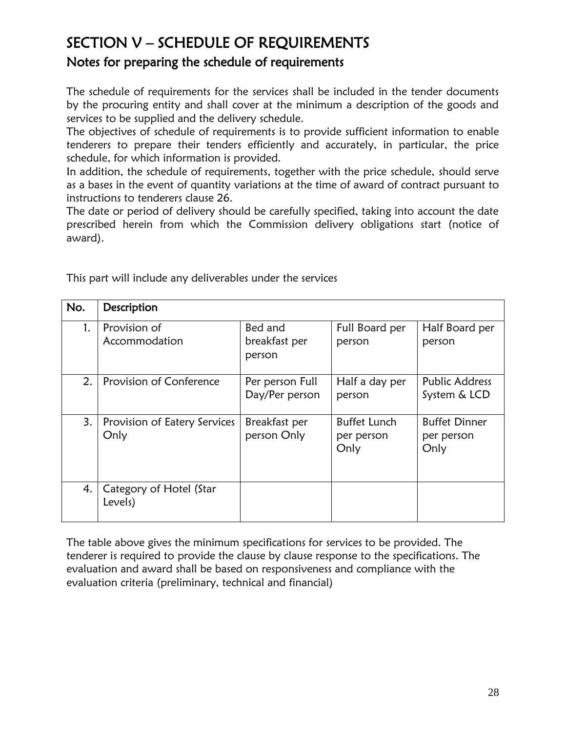# SECTION V – SCHEDULE OF REQUIREMENTS

## Notes for preparing the schedule of requirements

The schedule of requirements for the services shall be included in the tender documents by the procuring entity and shall cover at the minimum a description of the goods and services to be supplied and the delivery schedule.

The objectives of schedule of requirements is to provide sufficient information to enable tenderers to prepare their tenders efficiently and accurately, in particular, the price schedule, for which information is provided.

In addition, the schedule of requirements, together with the price schedule, should serve as a bases in the event of quantity variations at the time of award of contract pursuant to instructions to tenderers clause 26.

The date or period of delivery should be carefully specified, taking into account the date prescribed herein from which the Commission delivery obligations start (notice of award).

This part will include any deliverables under the services

| No. | Description | | | |
|---|---|---|---|---|
| 1. | Provision of Accommodation | Bed and breakfast per person | Full Board per person | Half Board per person |
| 2. | Provision of Conference | Per person Full Day/Per person | Half a day per person | Public Address System & LCD |
| 3. | Provision of Eatery Services Only | Breakfast per person Only | Buffet Lunch per person Only | Buffet Dinner per person Only |
| 4. | Category of Hotel (Star Levels) | | | |

The table above gives the minimum specifications for services to be provided. The tenderer is required to provide the clause by clause response to the specifications. The evaluation and award shall be based on responsiveness and compliance with the evaluation criteria (preliminary, technical and financial)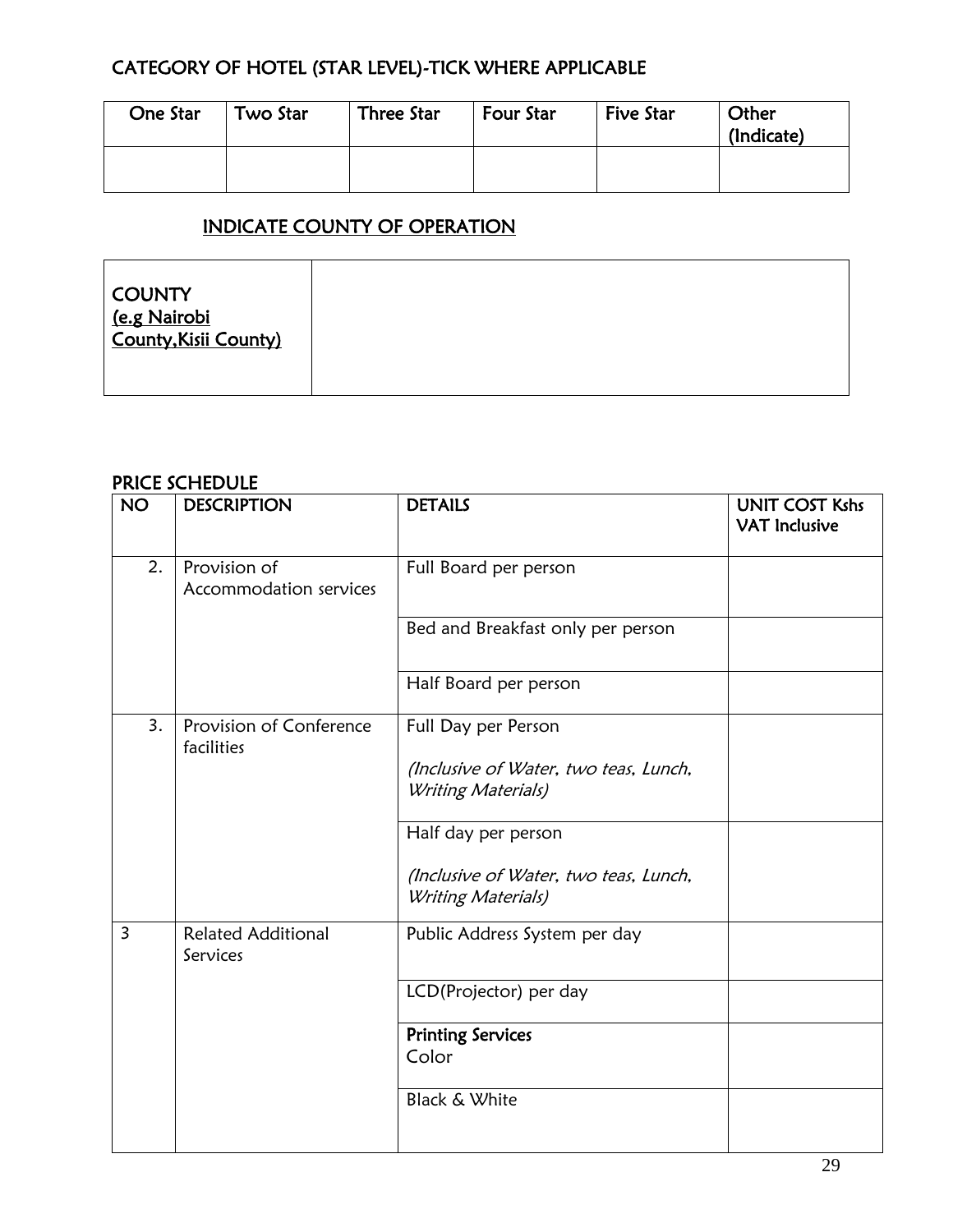## CATEGORY OF HOTEL (STAR LEVEL)-TICK WHERE APPLICABLE

| One Star | Two Star | Three Star | Four Star | Five Star | Other (Indicate) |
|---|---|---|---|---|---|
| | | | | | |

## INDICATE COUNTY OF OPERATION

| COUNTY <br> (e.g Nairobi County,Kisii County) | |
|---|---|

## PRICE SCHEDULE

| NO | DESCRIPTION | DETAILS | UNIT COST Kshs VAT Inclusive |
|---|---|---|---|
| 2. | Provision of Accommodation services | Full Board per person | |
| | | Bed and Breakfast only per person | |
| | | Half Board per person | |
| 3. | Provision of Conference facilities | Full Day per Person <br> *(Inclusive of Water, two teas, Lunch, Writing Materials)* | |
| | | Half day per person <br> *(Inclusive of Water, two teas, Lunch, Writing Materials)* | |
| 3 | Related Additional Services | Public Address System per day | |
| | | LCD(Projector) per day | |
| | | **Printing Services** <br> Color | |
| | | Black & White | |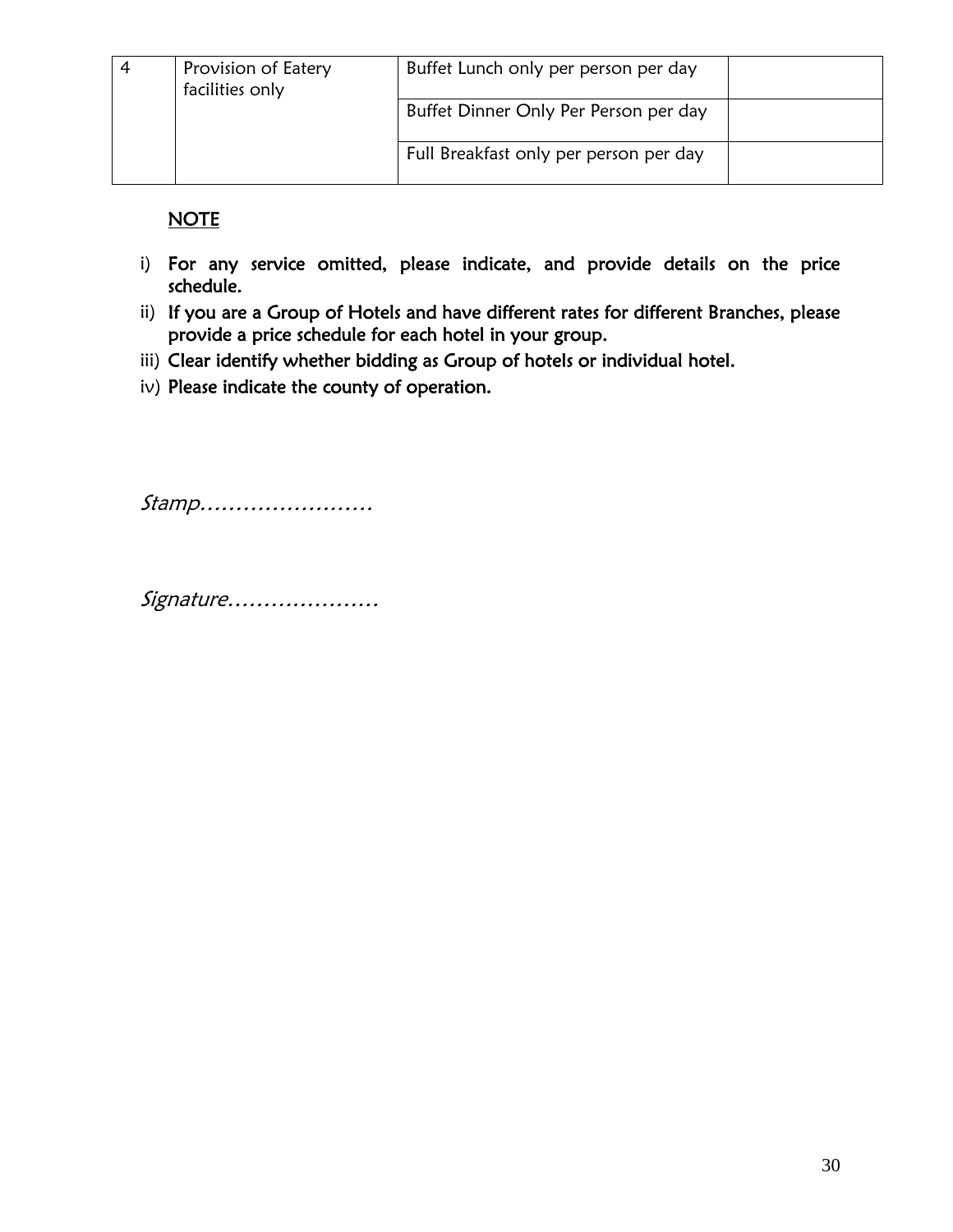| 4 | Provision of Eatery facilities only | Buffet Lunch only per person per day | |
|---|---|---|---|
| | | Buffet Dinner Only Per Person per day | |
| | | Full Breakfast only per person per day | |

**NOTE**

i) For any service omitted, please indicate, and provide details on the price schedule.

ii) If you are a Group of Hotels and have different rates for different Branches, please provide a price schedule for each hotel in your group.

iii) Clear identify whether bidding as Group of hotels or individual hotel.

iv) Please indicate the county of operation.

*Stamp……………………*

*Signature…………………*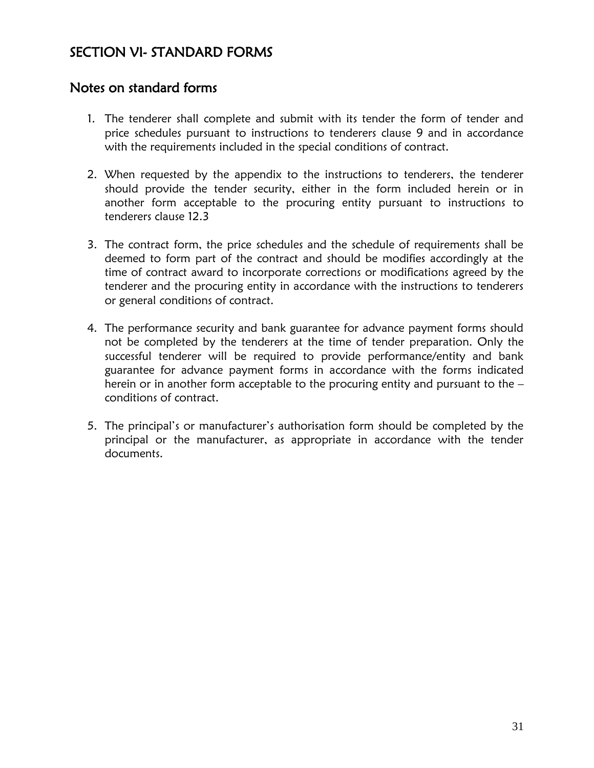# SECTION VI- STANDARD FORMS

## Notes on standard forms

1. The tenderer shall complete and submit with its tender the form of tender and price schedules pursuant to instructions to tenderers clause 9 and in accordance with the requirements included in the special conditions of contract.

2. When requested by the appendix to the instructions to tenderers, the tenderer should provide the tender security, either in the form included herein or in another form acceptable to the procuring entity pursuant to instructions to tenderers clause 12.3

3. The contract form, the price schedules and the schedule of requirements shall be deemed to form part of the contract and should be modifies accordingly at the time of contract award to incorporate corrections or modifications agreed by the tenderer and the procuring entity in accordance with the instructions to tenderers or general conditions of contract.

4. The performance security and bank guarantee for advance payment forms should not be completed by the tenderers at the time of tender preparation. Only the successful tenderer will be required to provide performance/entity and bank guarantee for advance payment forms in accordance with the forms indicated herein or in another form acceptable to the procuring entity and pursuant to the – conditions of contract.

5. The principal's or manufacturer's authorisation form should be completed by the principal or the manufacturer, as appropriate in accordance with the tender documents.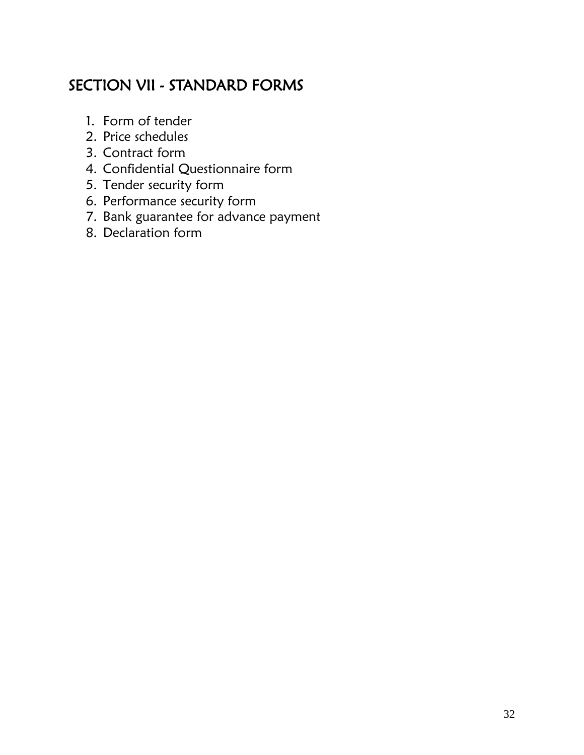## SECTION VII - STANDARD FORMS

1. Form of tender
2. Price schedules
3. Contract form
4. Confidential Questionnaire form
5. Tender security form
6. Performance security form
7. Bank guarantee for advance payment
8. Declaration form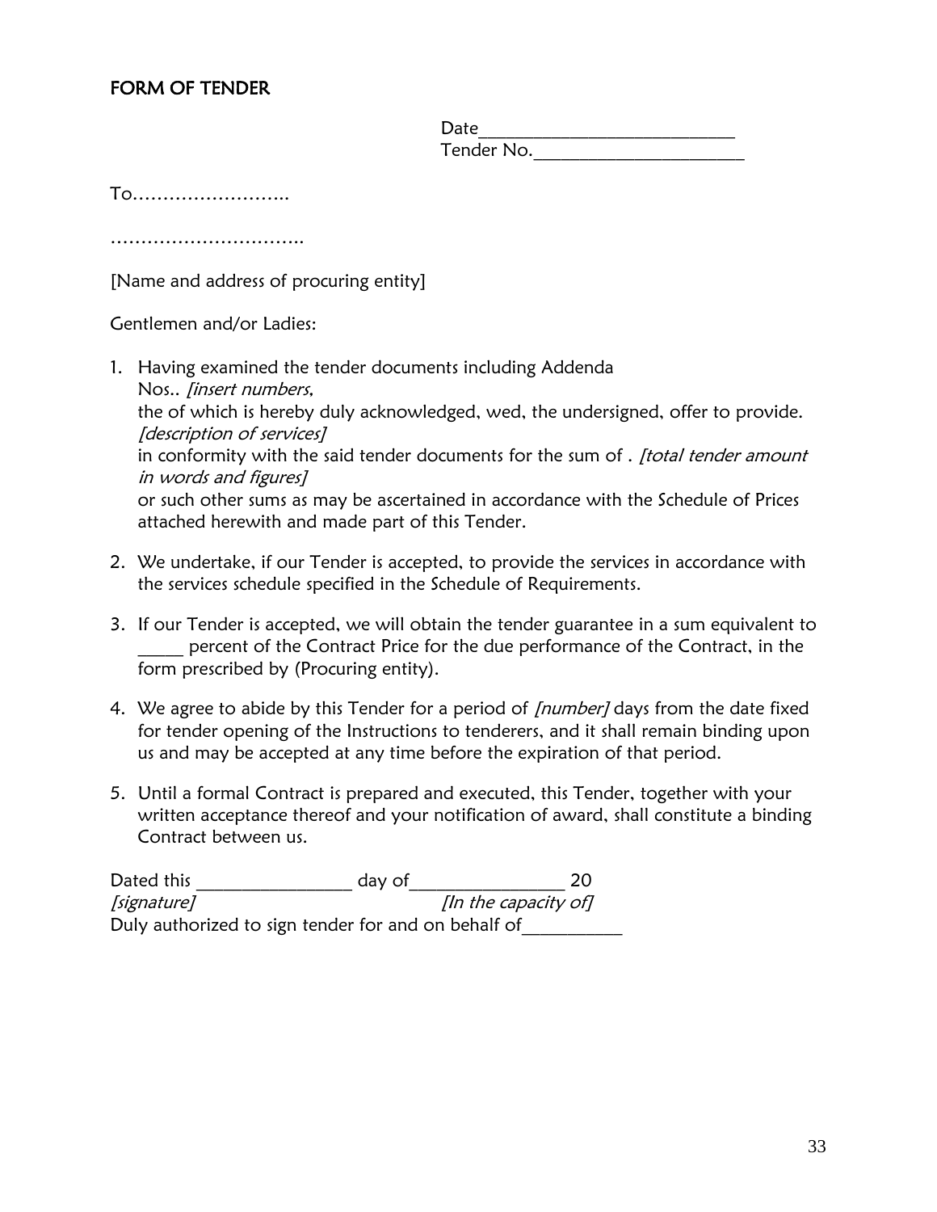## FORM OF TENDER

Date____________________________
Tender No.______________________

To……………………..

…………………………..

[Name and address of procuring entity]

Gentlemen and/or Ladies:

1. Having examined the tender documents including Addenda Nos.. *[insert numbers,* the of which is hereby duly acknowledged, wed, the undersigned, offer to provide. *[description of services]* in conformity with the said tender documents for the sum of . *[total tender amount in words and figures]* or such other sums as may be ascertained in accordance with the Schedule of Prices attached herewith and made part of this Tender.

2. We undertake, if our Tender is accepted, to provide the services in accordance with the services schedule specified in the Schedule of Requirements.

3. If our Tender is accepted, we will obtain the tender guarantee in a sum equivalent to _____ percent of the Contract Price for the due performance of the Contract, in the form prescribed by (Procuring entity).

4. We agree to abide by this Tender for a period of *[number]* days from the date fixed for tender opening of the Instructions to tenderers, and it shall remain binding upon us and may be accepted at any time before the expiration of that period.

5. Until a formal Contract is prepared and executed, this Tender, together with your written acceptance thereof and your notification of award, shall constitute a binding Contract between us.

Dated this _________________ day of_________________ 20
*[signature]* *[In the capacity of]*
Duly authorized to sign tender for and on behalf of___________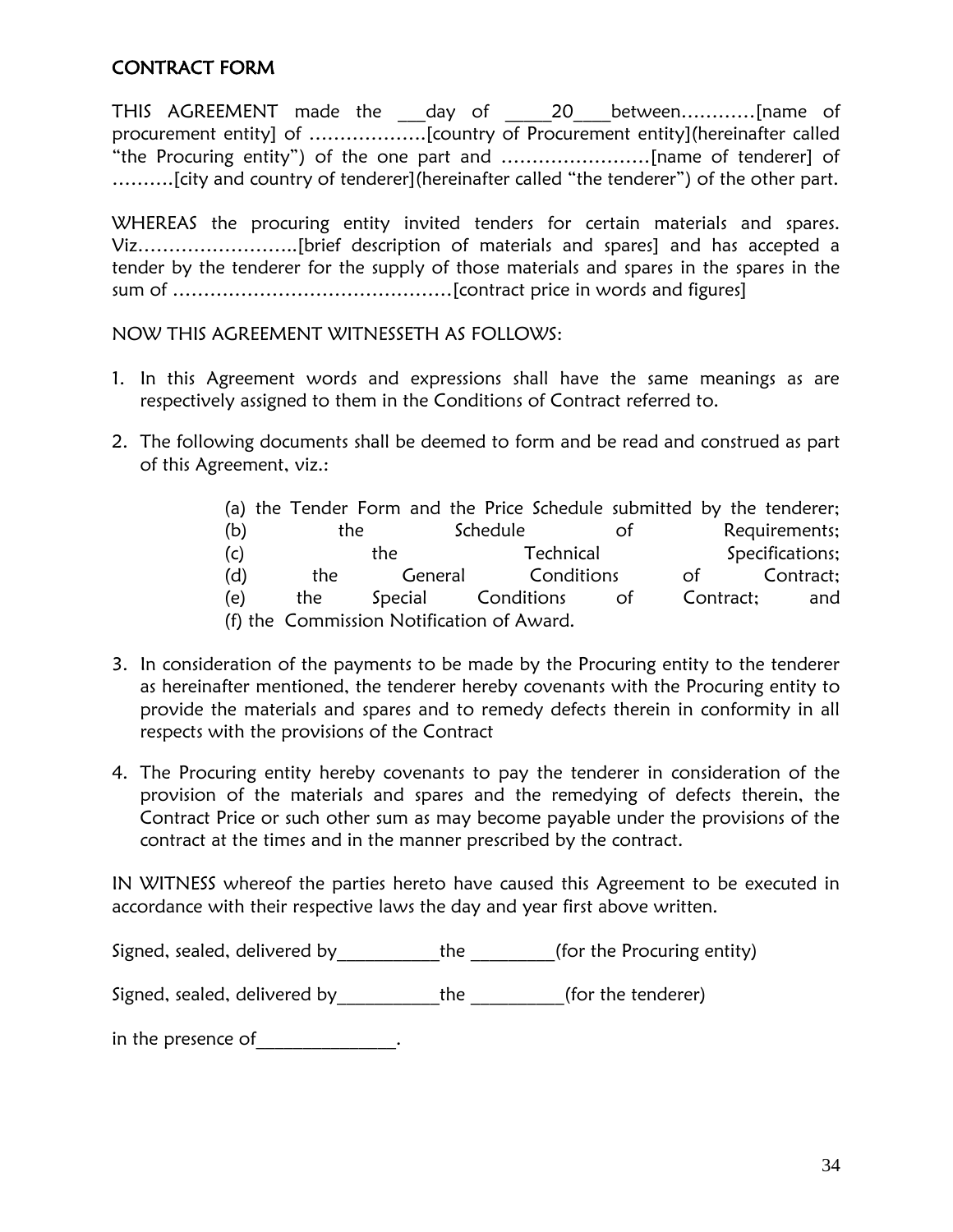## CONTRACT FORM

THIS AGREEMENT made the ___day of _____20____between…………[name of procurement entity] of ……………….[country of Procurement entity](hereinafter called "the Procuring entity") of the one part and ……………………[name of tenderer] of ……….[city and country of tenderer](hereinafter called "the tenderer") of the other part.

WHEREAS the procuring entity invited tenders for certain materials and spares. Viz……………………..[brief description of materials and spares] and has accepted a tender by the tenderer for the supply of those materials and spares in the spares in the sum of ………………………………………[contract price in words and figures]

NOW THIS AGREEMENT WITNESSETH AS FOLLOWS:

1. In this Agreement words and expressions shall have the same meanings as are respectively assigned to them in the Conditions of Contract referred to.

2. The following documents shall be deemed to form and be read and construed as part of this Agreement, viz.:

   (a) the Tender Form and the Price Schedule submitted by the tenderer;
   (b) the Schedule of Requirements;
   (c) the Technical Specifications;
   (d) the General Conditions of Contract;
   (e) the Special Conditions of Contract; and
   (f) the Commission Notification of Award.

3. In consideration of the payments to be made by the Procuring entity to the tenderer as hereinafter mentioned, the tenderer hereby covenants with the Procuring entity to provide the materials and spares and to remedy defects therein in conformity in all respects with the provisions of the Contract

4. The Procuring entity hereby covenants to pay the tenderer in consideration of the provision of the materials and spares and the remedying of defects therein, the Contract Price or such other sum as may become payable under the provisions of the contract at the times and in the manner prescribed by the contract.

IN WITNESS whereof the parties hereto have caused this Agreement to be executed in accordance with their respective laws the day and year first above written.

Signed, sealed, delivered by___________the _________(for the Procuring entity)

Signed, sealed, delivered by___________the __________(for the tenderer)

in the presence of_______________.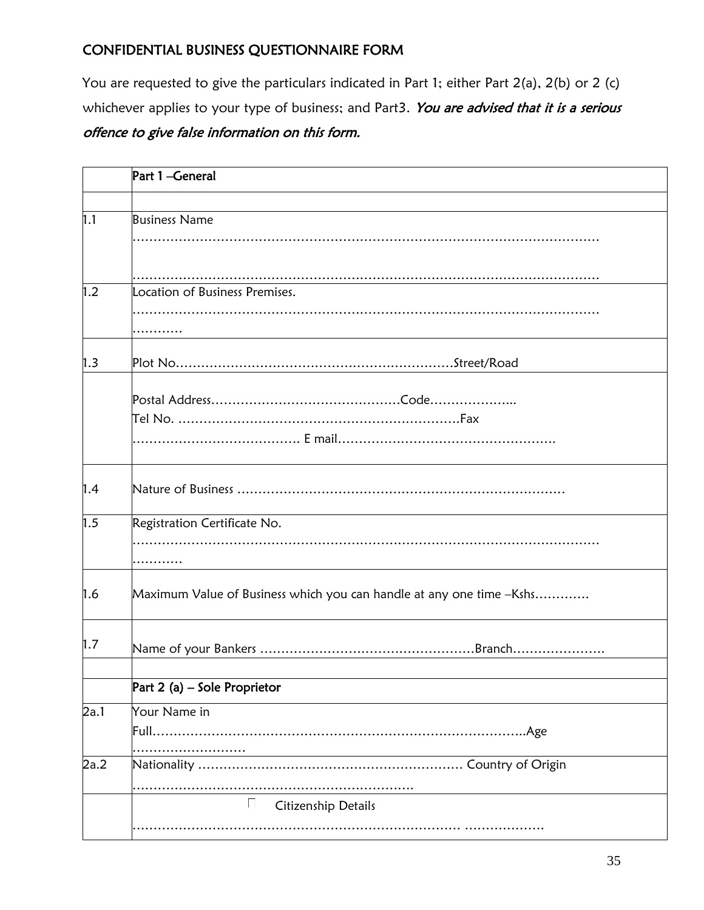## CONFIDENTIAL BUSINESS QUESTIONNAIRE FORM

You are requested to give the particulars indicated in Part 1; either Part 2(a), 2(b) or 2 (c) whichever applies to your type of business; and Part3. ***You are advised that it is a serious offence to give false information on this form.***

| | **Part 1 –General** |
|---|---|
| | |
| 1.1 | Business Name …………………………………………………………………………………………………… …………………………………………………………………………………………………… |
| 1.2 | Location of Business Premises. …………………………………………………………………………………………………… ………… |
| 1.3 | Plot No…………………………………………………………Street/Road |
| | Postal Address……………………………………Code……………….. Tel No. ……………………………………………………………Fax ………………………………… E mail……………………………………………. |
| 1.4 | Nature of Business ………………………………………………………………………… |
| 1.5 | Registration Certificate No. …………………………………………………………………………………………………… ………… |
| 1.6 | Maximum Value of Business which you can handle at any one time –Kshs…………. |
| 1.7 | Name of your Bankers ……………………………………………Branch…………………. |
| | |
| | **Part 2 (a) – Sole Proprietor** |
| 2a.1 | Your Name in Full……………………………………………………………………………..Age ……………………… |
| 2a.2 | Nationality …………………………………………………… Country of Origin ………………………………………………………… |
| | ☐ Citizenship Details ………………………………………………………………… ………………. |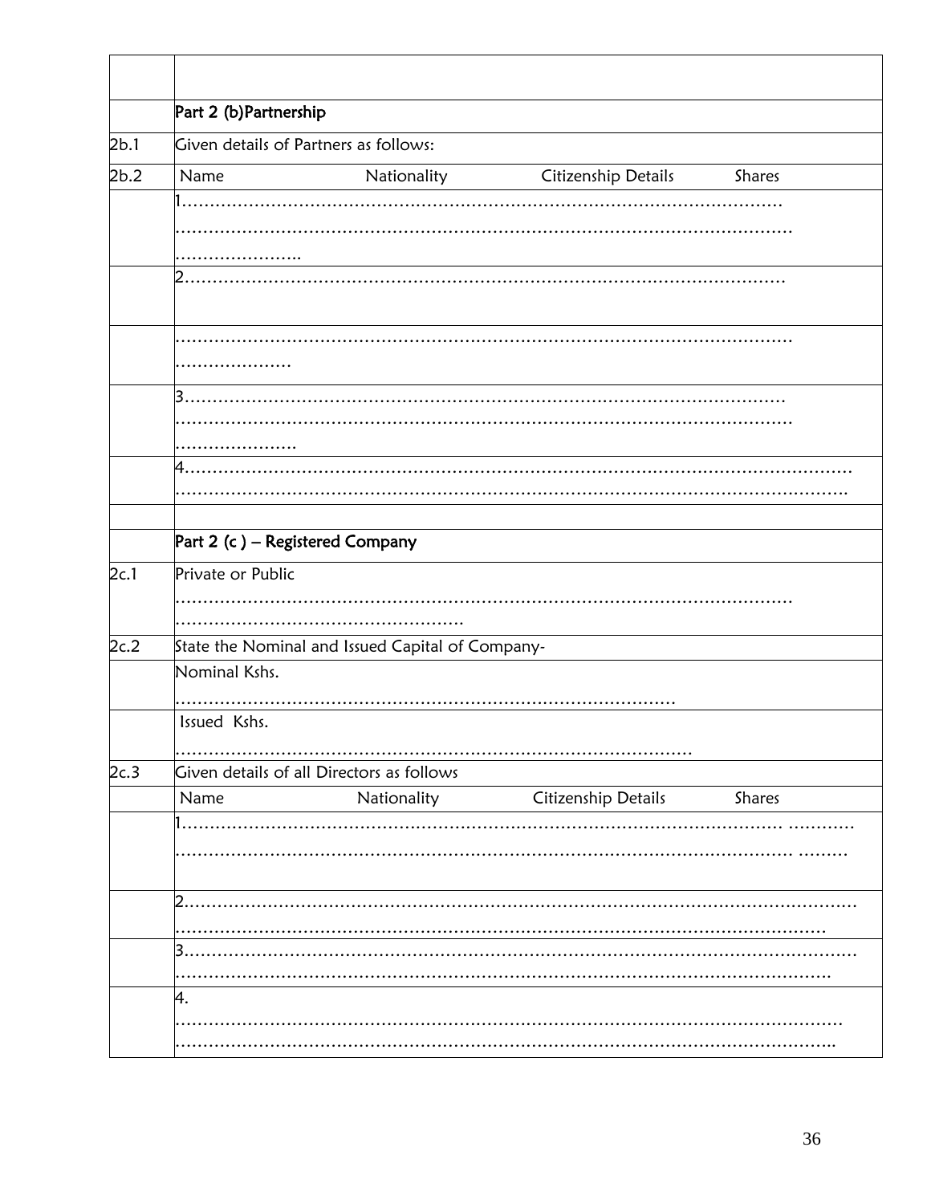| | |
|---|---|
| | |
| | **Part 2 (b)Partnership** |
| 2b.1 | Given details of Partners as follows: |
| 2b.2 | Name Nationality Citizenship Details Shares |
| | 1…………………………………………………………………………………………… ……………………………………………………………………………………………… ………………….. |
| | 2…………………………………………………………………………………………… |
| | ……………………………………………………………………………………………… ………………… |
| | 3…………………………………………………………………………………………… ……………………………………………………………………………………………… …………………. |
| | 4………………………………………………………………………………………………………… ……………………………………………………………………………………………………….. |
| | |
| | **Part 2 (c ) – Registered Company** |
| 2c.1 | Private or Public ……………………………………………………………………………………………… ……………………………………………. |
| 2c.2 | State the Nominal and Issued Capital of Company- |
| | Nominal Kshs. ………………………………………………………………………………… |
| | Issued Kshs. …………………………………………………………………………………… |
| 2c.3 | Given details of all Directors as follows |
| | Name Nationality Citizenship Details Shares |
| | 1…………………………………………………………………………………………… ………… ……………………………………………………………………………………………… ……… |
| | 2……………………………………………………………………………………………………… …………………………………………………………………………………………………… |
| | 3……………………………………………………………………………………………………… ……………………………………………………………………………………………………….. |
| | 4. ………………………………………………………………………………………………………… ……………………………………………………………………………………………………….. |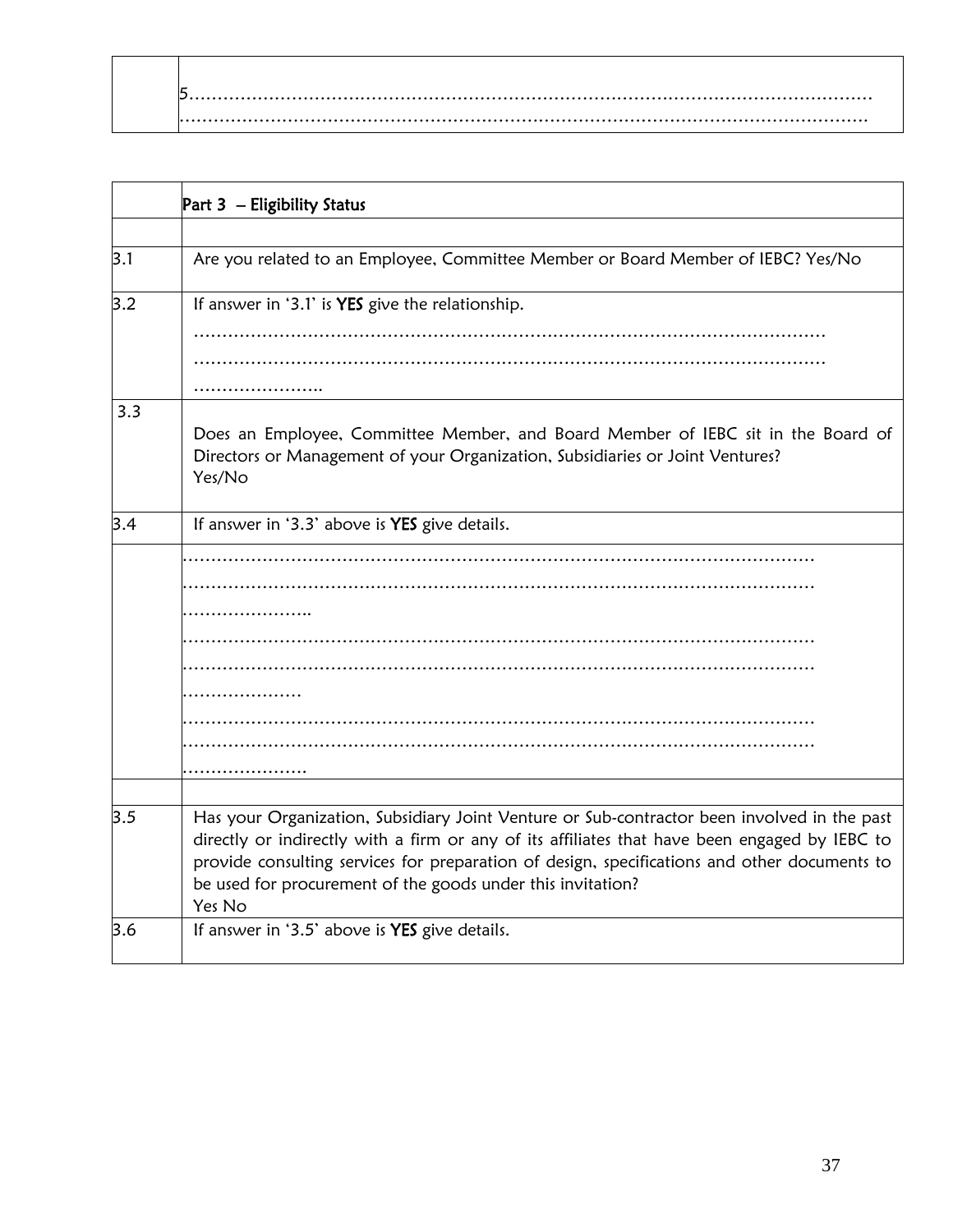| | 5…………………………………………………………………………………………………… ………………………………………………………………………………………………………… |
|---|---|

| | **Part 3 – Eligibility Status** |
|---|---|
| | |
| 3.1 | Are you related to an Employee, Committee Member or Board Member of IEBC? Yes/No |
| 3.2 | If answer in '3.1' is **YES** give the relationship. ……………………………………………………………………………………………… ……………………………………………………………………………………………… ………………….. |
| 3.3 | Does an Employee, Committee Member, and Board Member of IEBC sit in the Board of Directors or Management of your Organization, Subsidiaries or Joint Ventures? Yes/No |
| 3.4 | If answer in '3.3' above is **YES** give details. |
| | ……………………………………………………………………………………………… ……………………………………………………………………………………………… ………………….. ……………………………………………………………………………………………… ……………………………………………………………………………………………… ………………… ……………………………………………………………………………………………… ……………………………………………………………………………………………… …………………. |
| | |
| 3.5 | Has your Organization, Subsidiary Joint Venture or Sub-contractor been involved in the past directly or indirectly with a firm or any of its affiliates that have been engaged by IEBC to provide consulting services for preparation of design, specifications and other documents to be used for procurement of the goods under this invitation? Yes No |
| 3.6 | If answer in '3.5' above is **YES** give details. |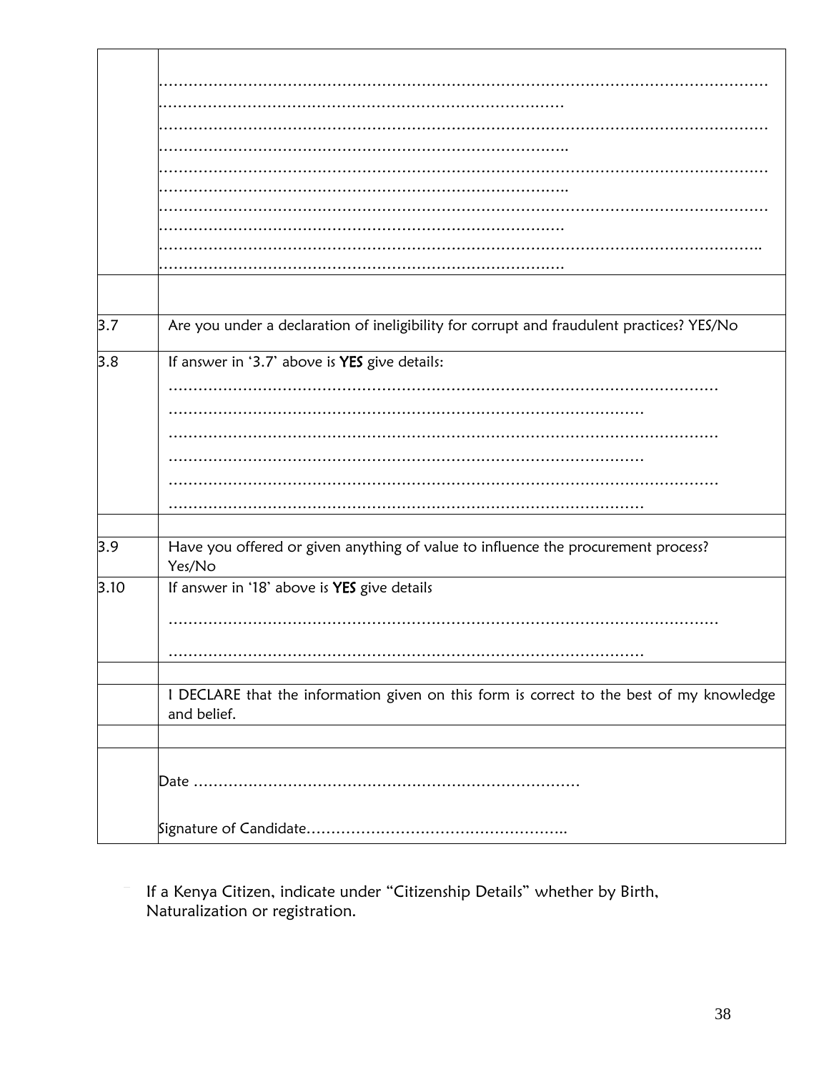| | |
|---|---|
| | ………………………………………………………………………………………………………… ……………………………………………………………………… ………………………………………………………………………………………………………… …………………………………………………………………….. ………………………………………………………………………………………………………… …………………………………………………………………….. ………………………………………………………………………………………………………… ……………………………………………………………………… ……………………………………………………………………………………………………….. ……………………………………………………………………… |
| | |
| 3.7 | Are you under a declaration of ineligibility for corrupt and fraudulent practices? YES/No |
| 3.8 | If answer in '3.7' above is **YES** give details: ……………………………………………………………………………………………… …………………………………………………………………………………… ……………………………………………………………………………………………… …………………………………………………………………………………… ……………………………………………………………………………………………… …………………………………………………………………………………… |
| | |
| 3.9 | Have you offered or given anything of value to influence the procurement process? Yes/No |
| 3.10 | If answer in '18' above is **YES** give details ……………………………………………………………………………………………… …………………………………………………………………………………… |
| | |
| | I DECLARE that the information given on this form is correct to the best of my knowledge and belief. |
| | |
| | Date ………………………………………………………………… Signature of Candidate…………………………………………….. |

If a Kenya Citizen, indicate under "Citizenship Details" whether by Birth, Naturalization or registration.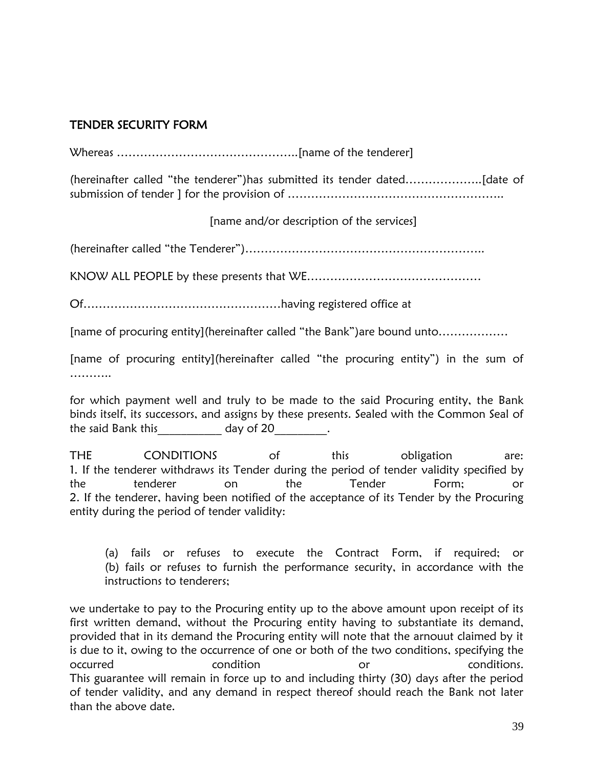## TENDER SECURITY FORM

Whereas …………………………………………..[name of the tenderer]

(hereinafter called “the tenderer”)has submitted its tender dated………………..[date of submission of tender ] for the provision of ………………………………………………..

[name and/or description of the services]

(hereinafter called “the Tenderer”)……………………………………………………..

KNOW ALL PEOPLE by these presents that WE………………………………………

Of……………………………………………having registered office at

[name of procuring entity](hereinafter called “the Bank”)are bound unto………………

[name of procuring entity](hereinafter called “the procuring entity”) in the sum of ………..

for which payment well and truly to be made to the said Procuring entity, the Bank binds itself, its successors, and assigns by these presents. Sealed with the Common Seal of the said Bank this___________ day of 20_________.

THE CONDITIONS of this obligation are:
1. If the tenderer withdraws its Tender during the period of tender validity specified by the tenderer on the Tender Form; or
2. If the tenderer, having been notified of the acceptance of its Tender by the Procuring entity during the period of tender validity:

(a) fails or refuses to execute the Contract Form, if required; or
(b) fails or refuses to furnish the performance security, in accordance with the instructions to tenderers;

we undertake to pay to the Procuring entity up to the above amount upon receipt of its first written demand, without the Procuring entity having to substantiate its demand, provided that in its demand the Procuring entity will note that the arnouut claimed by it is due to it, owing to the occurrence of one or both of the two conditions, specifying the occurred condition or conditions.
This guarantee will remain in force up to and including thirty (30) days after the period of tender validity, and any demand in respect thereof should reach the Bank not later than the above date.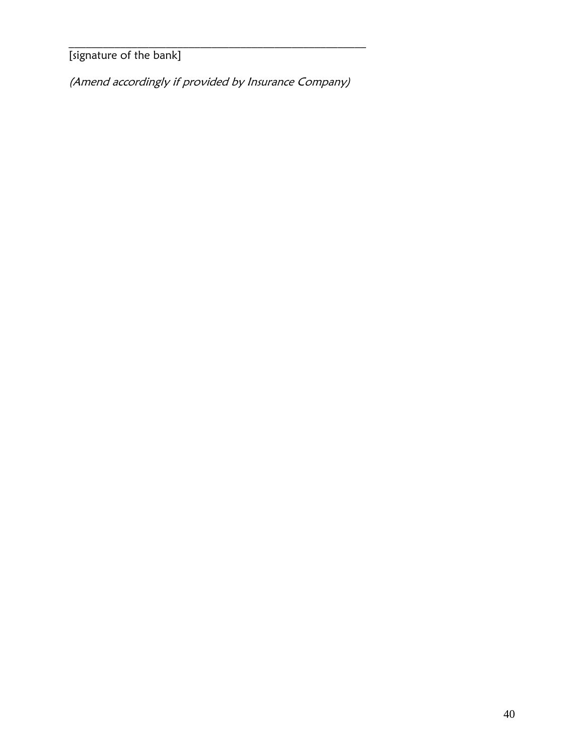_______________________________________________

[signature of the bank]

*(Amend accordingly if provided by Insurance Company)*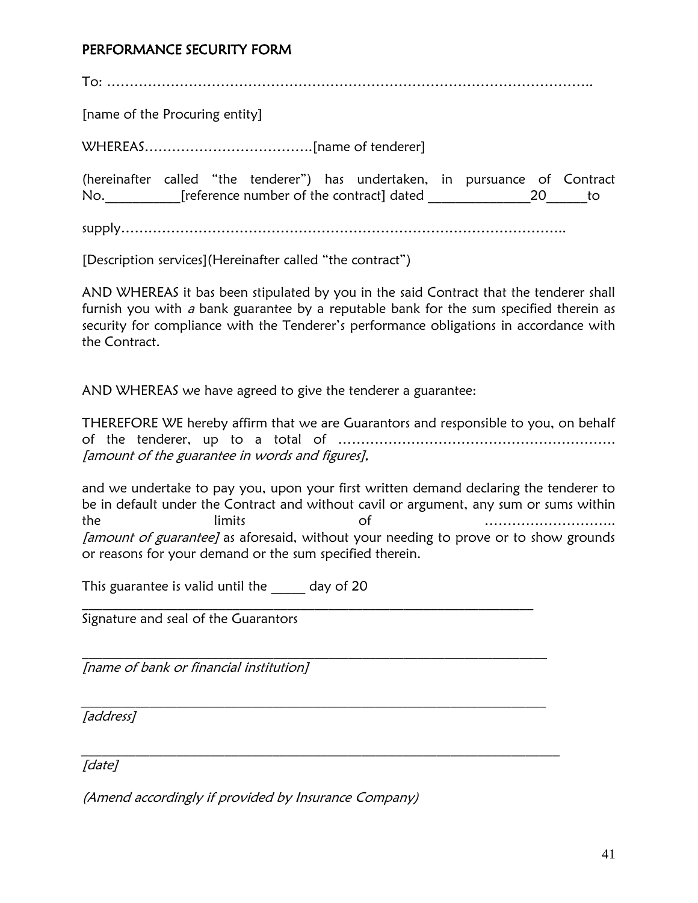## PERFORMANCE SECURITY FORM

To: ……………………………………………………………………………………………..

[name of the Procuring entity]

WHEREAS……………………………….[name of tenderer]

(hereinafter called "the tenderer") has undertaken, in pursuance of Contract No.___________[reference number of the contract] dated _______________20______to

supply……………………………………………………………………………………..

[Description services](Hereinafter called "the contract")

AND WHEREAS it bas been stipulated by you in the said Contract that the tenderer shall furnish you with *a* bank guarantee by a reputable bank for the sum specified therein as security for compliance with the Tenderer's performance obligations in accordance with the Contract.

AND WHEREAS we have agreed to give the tenderer a guarantee:

THEREFORE WE hereby affirm that we are Guarantors and responsible to you, on behalf of the tenderer, up to a total of ……………………………………………………. *[amount of the guarantee in words and figures]*,

and we undertake to pay you, upon your first written demand declaring the tenderer to be in default under the Contract and without cavil or argument, any sum or sums within the limits of ……………………….. *[amount of guarantee]* as aforesaid, without your needing to prove or to show grounds or reasons for your demand or the sum specified therein.

This guarantee is valid until the _____ day of 20

_____________________________________________________________________

Signature and seal of the Guarantors

_____________________________________________________________________

*[name of bank or financial institution]*

_____________________________________________________________________

*[address]*

_____________________________________________________________________

*[date]*

*(Amend accordingly if provided by Insurance Company)*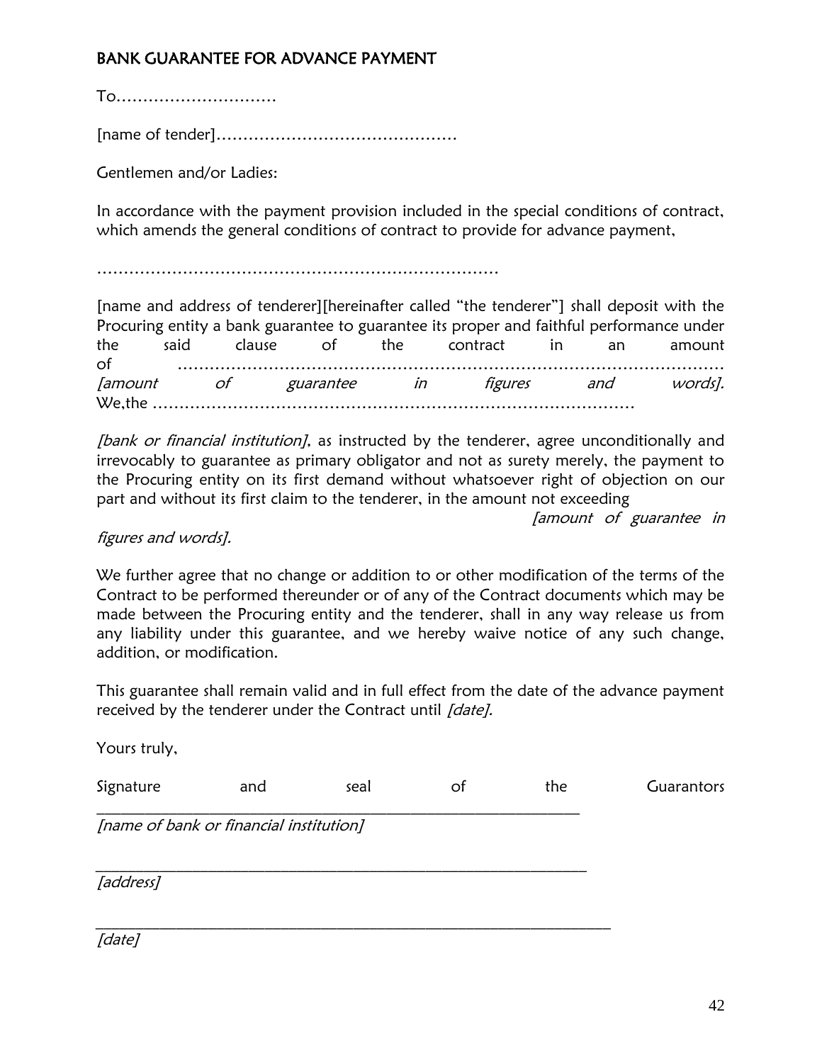## BANK GUARANTEE FOR ADVANCE PAYMENT

To…………………………

[name of tender]………………………………………

Gentlemen and/or Ladies:

In accordance with the payment provision included in the special conditions of contract, which amends the general conditions of contract to provide for advance payment,

…………………………………………………………………

[name and address of tenderer][hereinafter called "the tenderer"] shall deposit with the Procuring entity a bank guarantee to guarantee its proper and faithful performance under the said clause of the contract in an amount of …………………………………………………………………………………………… *[amount of guarantee in figures and words].* We,the …………………………………………………………………………………

*[bank or financial institution],* as instructed by the tenderer, agree unconditionally and irrevocably to guarantee as primary obligator and not as surety merely, the payment to the Procuring entity on its first demand without whatsoever right of objection on our part and without its first claim to the tenderer, in the amount not exceeding *[amount of guarantee in figures and words].*

We further agree that no change or addition to or other modification of the terms of the Contract to be performed thereunder or of any of the Contract documents which may be made between the Procuring entity and the tenderer, shall in any way release us from any liability under this guarantee, and we hereby waive notice of any such change, addition, or modification.

This guarantee shall remain valid and in full effect from the date of the advance payment received by the tenderer under the Contract until *[date].*

Yours truly,

Signature and seal of the Guarantors

_____________________________________________________

*[name of bank or financial institution]*

_____________________________________________________

*[address]*

_____________________________________________________

*[date]*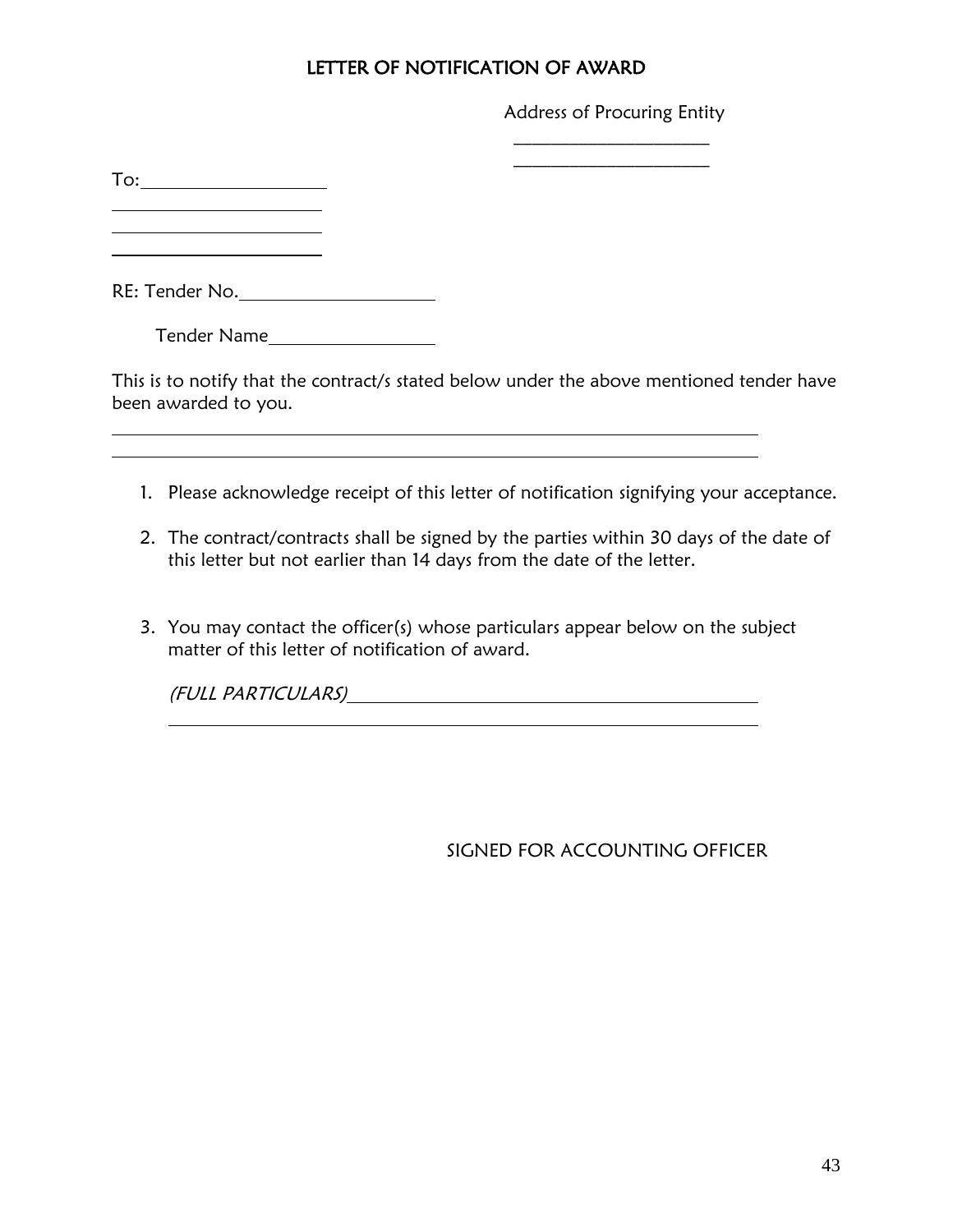# LETTER OF NOTIFICATION OF AWARD

Address of Procuring Entity

\_\_\_\_\_\_\_\_\_\_\_\_\_\_\_\_\_\_\_\_\_

\_\_\_\_\_\_\_\_\_\_\_\_\_\_\_\_\_\_\_\_\_

To:\_\_\_\_\_\_\_\_\_\_\_\_\_\_\_\_\_\_\_\_

\_\_\_\_\_\_\_\_\_\_\_\_\_\_\_\_\_\_\_\_\_\_

\_\_\_\_\_\_\_\_\_\_\_\_\_\_\_\_\_\_\_\_\_\_

\_\_\_\_\_\_\_\_\_\_\_\_\_\_\_\_\_\_\_\_\_\_

RE: Tender No.\_\_\_\_\_\_\_\_\_\_\_\_\_\_\_\_\_\_\_\_

Tender Name\_\_\_\_\_\_\_\_\_\_\_\_\_\_\_\_\_\_

This is to notify that the contract/s stated below under the above mentioned tender have been awarded to you.

\_\_\_\_\_\_\_\_\_\_\_\_\_\_\_\_\_\_\_\_\_\_\_\_\_\_\_\_\_\_\_\_\_\_\_\_\_\_\_\_\_\_\_\_\_\_\_\_\_\_\_\_\_\_\_\_\_\_\_\_\_\_\_\_\_\_\_\_

\_\_\_\_\_\_\_\_\_\_\_\_\_\_\_\_\_\_\_\_\_\_\_\_\_\_\_\_\_\_\_\_\_\_\_\_\_\_\_\_\_\_\_\_\_\_\_\_\_\_\_\_\_\_\_\_\_\_\_\_\_\_\_\_\_\_\_\_

1. Please acknowledge receipt of this letter of notification signifying your acceptance.
2. The contract/contracts shall be signed by the parties within 30 days of the date of this letter but not earlier than 14 days from the date of the letter.
3. You may contact the officer(s) whose particulars appear below on the subject matter of this letter of notification of award.

   *(FULL PARTICULARS)*\_\_\_\_\_\_\_\_\_\_\_\_\_\_\_\_\_\_\_\_\_\_\_\_\_\_\_\_\_\_\_\_\_\_\_\_\_\_\_\_\_\_\_\_

   \_\_\_\_\_\_\_\_\_\_\_\_\_\_\_\_\_\_\_\_\_\_\_\_\_\_\_\_\_\_\_\_\_\_\_\_\_\_\_\_\_\_\_\_\_\_\_\_\_\_\_\_\_\_\_\_\_\_\_\_\_\_

SIGNED FOR ACCOUNTING OFFICER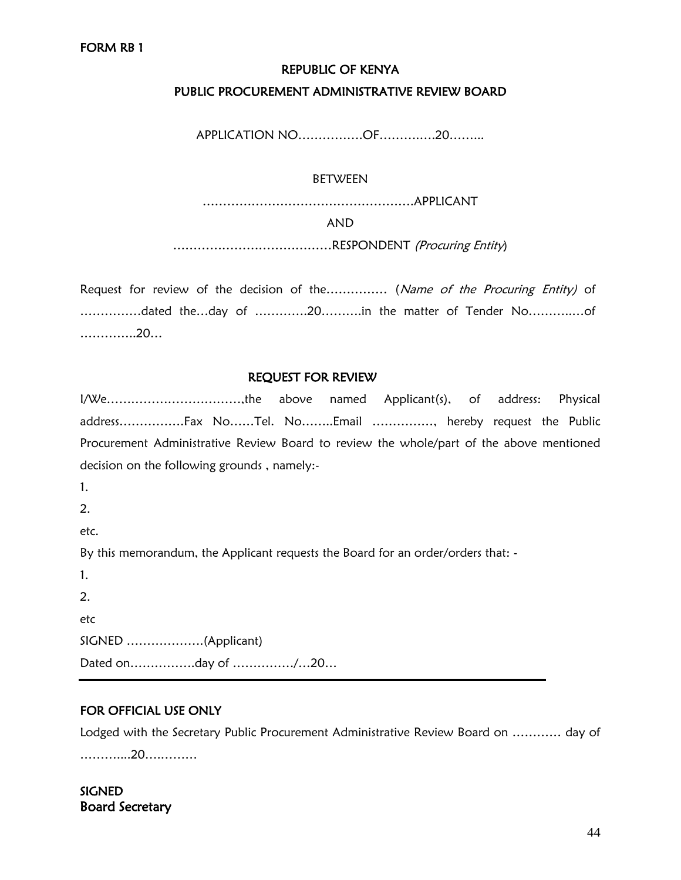**FORM RB 1**

**REPUBLIC OF KENYA**

**PUBLIC PROCUREMENT ADMINISTRATIVE REVIEW BOARD**

APPLICATION NO…………….OF……….….20……..

BETWEEN

…………………………………………….APPLICANT

AND

…………………………………RESPONDENT *(Procuring Entity)*

Request for review of the decision of the…………… (*Name of the Procuring Entity)* of ……………dated the…day of ………….20……….in the matter of Tender No………..…of …………..20…

**REQUEST FOR REVIEW**

I/We……………………………,the above named Applicant(s), of address: Physical address…………….Fax No……Tel. No……..Email ……………, hereby request the Public Procurement Administrative Review Board to review the whole/part of the above mentioned decision on the following grounds , namely:-

1.

2.

etc.

By this memorandum, the Applicant requests the Board for an order/orders that: -

1.

2.

etc

SIGNED ……………….(Applicant)

Dated on…………….day of ……………/…20…

---

**FOR OFFICIAL USE ONLY**

Lodged with the Secretary Public Procurement Administrative Review Board on ………… day of ………....20….………

**SIGNED**
**Board Secretary**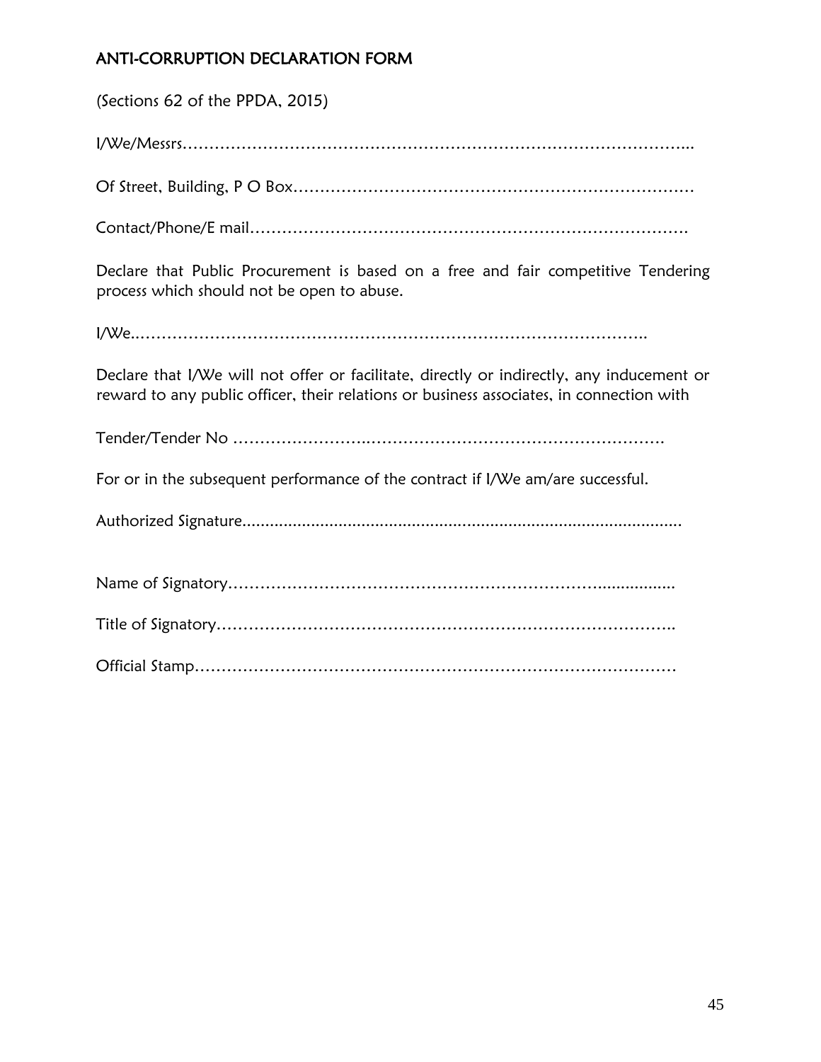## ANTI-CORRUPTION DECLARATION FORM

(Sections 62 of the PPDA, 2015)

I/We/Messrs…………………………………………………………………………………..

Of Street, Building, P O Box…………………………………………………………………

Contact/Phone/E mail……………………………………………………………………….

Declare that Public Procurement is based on a free and fair competitive Tendering process which should not be open to abuse.

I/We..………………………………………………………………………………………..

Declare that I/We will not offer or facilitate, directly or indirectly, any inducement or reward to any public officer, their relations or business associates, in connection with

Tender/Tender No ……………………………………………………………………….

For or in the subsequent performance of the contract if I/We am/are successful.

Authorized Signature...............................................................................................

Name of Signatory………………………………………………………………..................

Title of Signatory…………………………………………………………………………..

Official Stamp…………………………………………………………………………………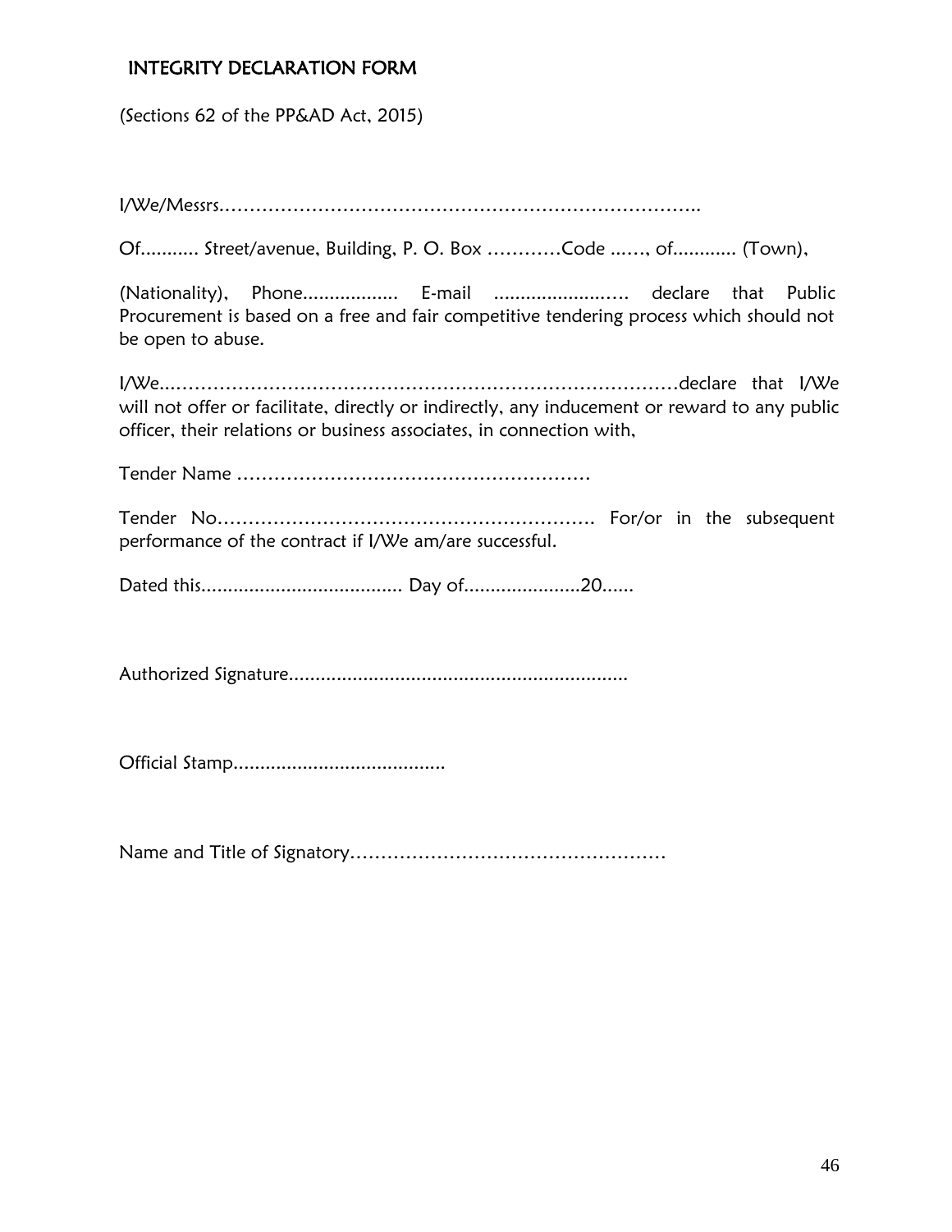## INTEGRITY DECLARATION FORM

(Sections 62 of the PP&AD Act, 2015)

I/We/Messrs……………………………………………………………………..

Of........... Street/avenue, Building, P. O. Box …………Code ..…., of............ (Town),

(Nationality), Phone.................. E-mail ........................ declare that Public Procurement is based on a free and fair competitive tendering process which should not be open to abuse.

I/We..……………………………………………………………………declare that I/We will not offer or facilitate, directly or indirectly, any inducement or reward to any public officer, their relations or business associates, in connection with,

Tender Name …………………………………………………

Tender No……………………………………………………. For/or in the subsequent performance of the contract if I/We am/are successful.

Dated this...................................... Day of......................20......

Authorized Signature...............................................................

Official Stamp.......................................

Name and Title of Signatory……………………………………………